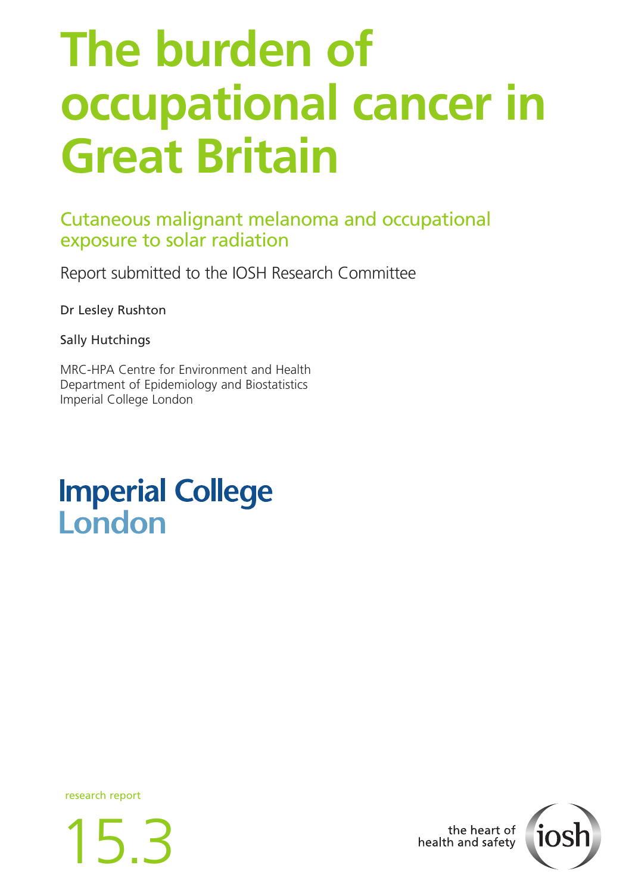# The burden of occupational cancer in Great Britain

## Cutaneous malignant melanoma and occupational exposure to solar radiation

Report submitted to the IOSH Research Committee

Dr Lesley Rushton

Sally Hutchings

MRC-HPA Centre for Environment and Health
Department of Epidemiology and Biostatistics
Imperial College London

Imperial College London

research report

15.3

the heart of health and safety

iosh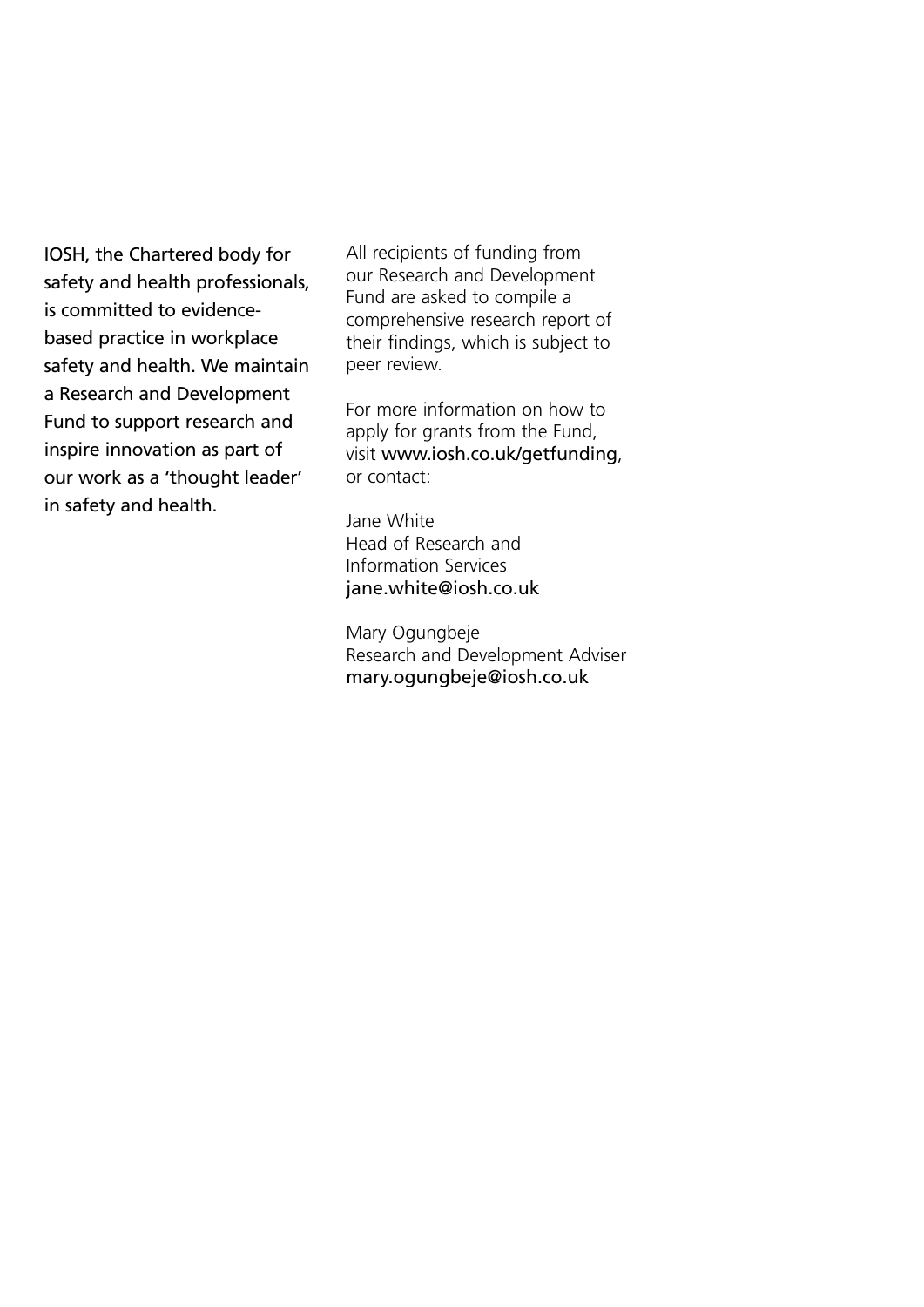IOSH, the Chartered body for safety and health professionals, is committed to evidence-based practice in workplace safety and health. We maintain a Research and Development Fund to support research and inspire innovation as part of our work as a 'thought leader' in safety and health.

All recipients of funding from our Research and Development Fund are asked to compile a comprehensive research report of their findings, which is subject to peer review.

For more information on how to apply for grants from the Fund, visit www.iosh.co.uk/getfunding, or contact:

Jane White
Head of Research and Information Services
jane.white@iosh.co.uk

Mary Ogungbeje
Research and Development Adviser
mary.ogungbeje@iosh.co.uk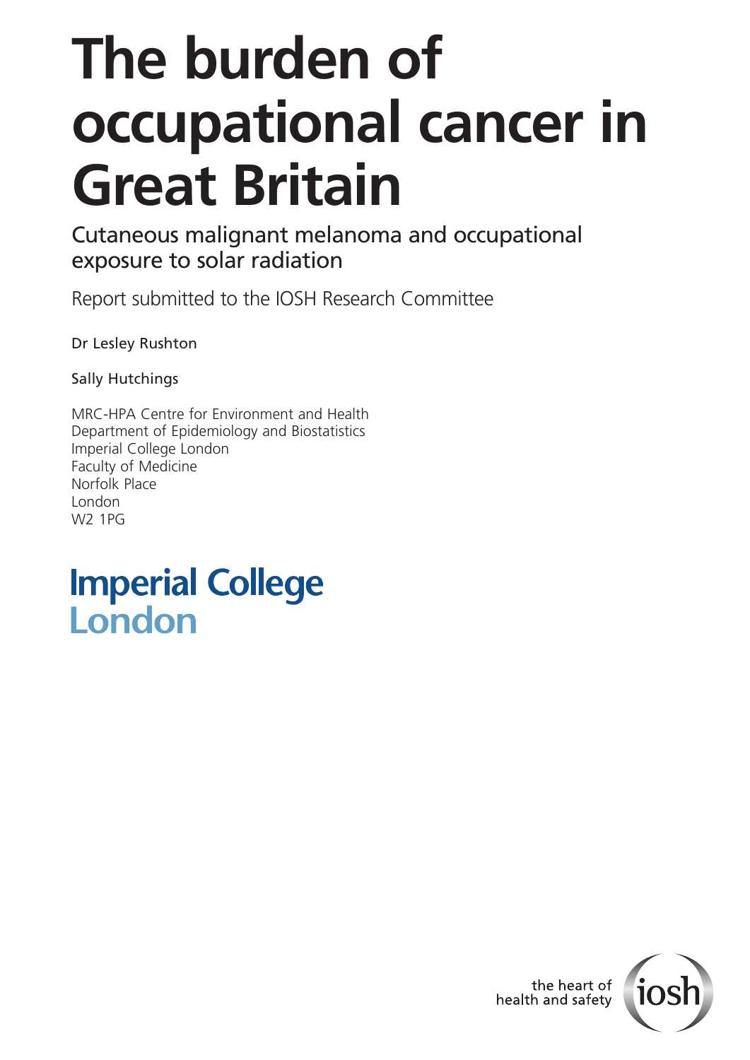# The burden of occupational cancer in Great Britain

Cutaneous malignant melanoma and occupational exposure to solar radiation

Report submitted to the IOSH Research Committee

Dr Lesley Rushton

Sally Hutchings

MRC-HPA Centre for Environment and Health
Department of Epidemiology and Biostatistics
Imperial College London
Faculty of Medicine
Norfolk Place
London
W2 1PG

Imperial College London

the heart of health and safety

iosh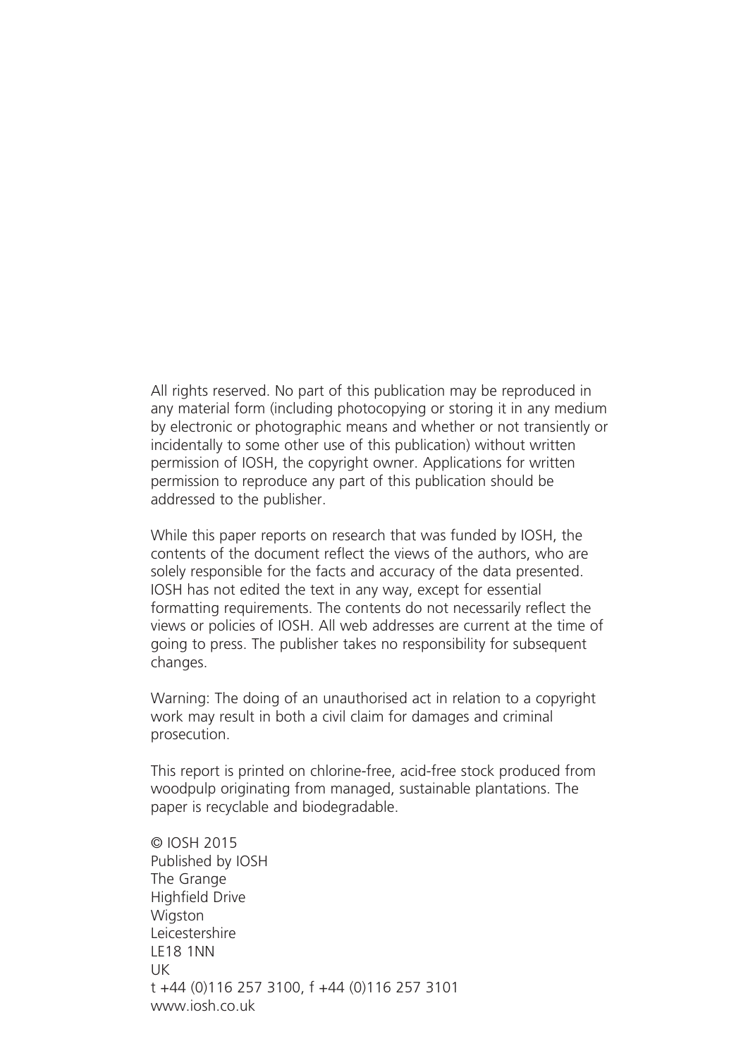All rights reserved. No part of this publication may be reproduced in any material form (including photocopying or storing it in any medium by electronic or photographic means and whether or not transiently or incidentally to some other use of this publication) without written permission of IOSH, the copyright owner. Applications for written permission to reproduce any part of this publication should be addressed to the publisher.

While this paper reports on research that was funded by IOSH, the contents of the document reflect the views of the authors, who are solely responsible for the facts and accuracy of the data presented. IOSH has not edited the text in any way, except for essential formatting requirements. The contents do not necessarily reflect the views or policies of IOSH. All web addresses are current at the time of going to press. The publisher takes no responsibility for subsequent changes.

Warning: The doing of an unauthorised act in relation to a copyright work may result in both a civil claim for damages and criminal prosecution.

This report is printed on chlorine-free, acid-free stock produced from woodpulp originating from managed, sustainable plantations. The paper is recyclable and biodegradable.

© IOSH 2015  
Published by IOSH  
The Grange  
Highfield Drive  
Wigston  
Leicestershire  
LE18 1NN  
UK  
t +44 (0)116 257 3100, f +44 (0)116 257 3101  
www.iosh.co.uk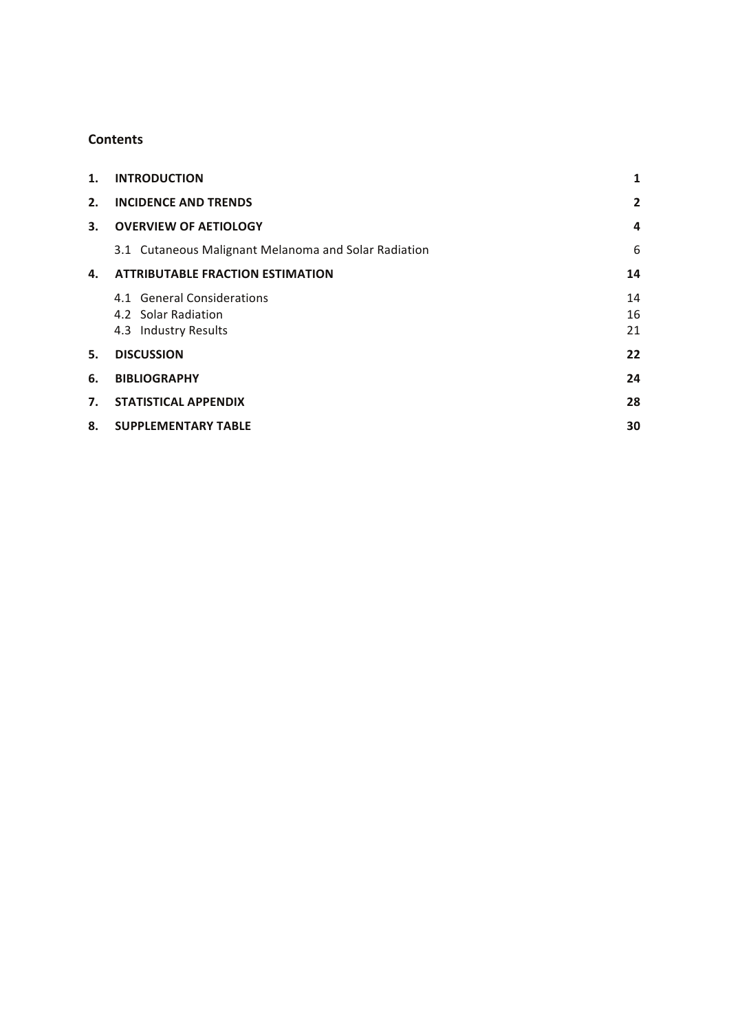## Contents

| | | |
|---|---|---|
| **1.** | **INTRODUCTION** | **1** |
| **2.** | **INCIDENCE AND TRENDS** | **2** |
| **3.** | **OVERVIEW OF AETIOLOGY** | **4** |
| | 3.1 Cutaneous Malignant Melanoma and Solar Radiation | 6 |
| **4.** | **ATTRIBUTABLE FRACTION ESTIMATION** | **14** |
| | 4.1 General Considerations | 14 |
| | 4.2 Solar Radiation | 16 |
| | 4.3 Industry Results | 21 |
| **5.** | **DISCUSSION** | **22** |
| **6.** | **BIBLIOGRAPHY** | **24** |
| **7.** | **STATISTICAL APPENDIX** | **28** |
| **8.** | **SUPPLEMENTARY TABLE** | **30** |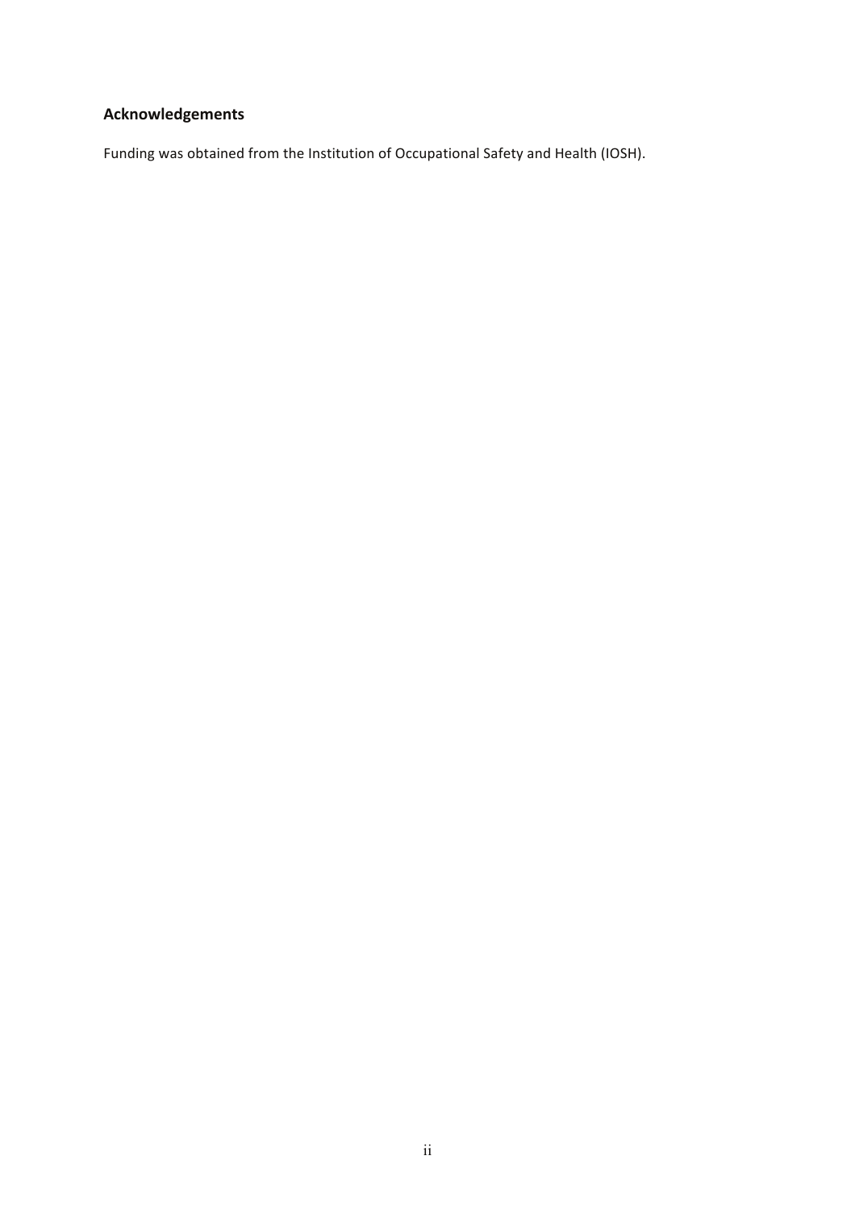## Acknowledgements

Funding was obtained from the Institution of Occupational Safety and Health (IOSH).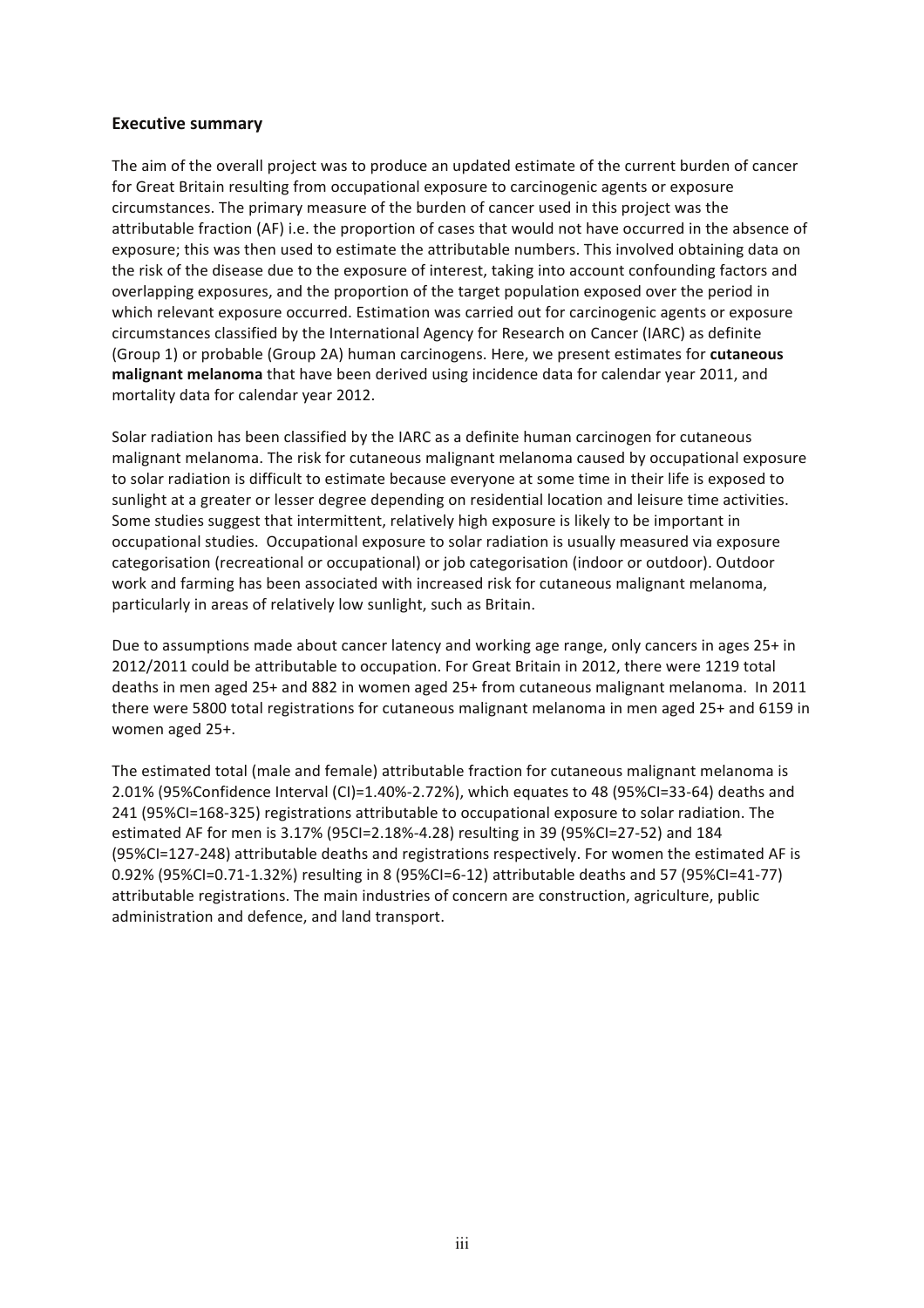## Executive summary

The aim of the overall project was to produce an updated estimate of the current burden of cancer for Great Britain resulting from occupational exposure to carcinogenic agents or exposure circumstances. The primary measure of the burden of cancer used in this project was the attributable fraction (AF) i.e. the proportion of cases that would not have occurred in the absence of exposure; this was then used to estimate the attributable numbers. This involved obtaining data on the risk of the disease due to the exposure of interest, taking into account confounding factors and overlapping exposures, and the proportion of the target population exposed over the period in which relevant exposure occurred. Estimation was carried out for carcinogenic agents or exposure circumstances classified by the International Agency for Research on Cancer (IARC) as definite (Group 1) or probable (Group 2A) human carcinogens. Here, we present estimates for **cutaneous malignant melanoma** that have been derived using incidence data for calendar year 2011, and mortality data for calendar year 2012.

Solar radiation has been classified by the IARC as a definite human carcinogen for cutaneous malignant melanoma. The risk for cutaneous malignant melanoma caused by occupational exposure to solar radiation is difficult to estimate because everyone at some time in their life is exposed to sunlight at a greater or lesser degree depending on residential location and leisure time activities. Some studies suggest that intermittent, relatively high exposure is likely to be important in occupational studies. Occupational exposure to solar radiation is usually measured via exposure categorisation (recreational or occupational) or job categorisation (indoor or outdoor). Outdoor work and farming has been associated with increased risk for cutaneous malignant melanoma, particularly in areas of relatively low sunlight, such as Britain.

Due to assumptions made about cancer latency and working age range, only cancers in ages 25+ in 2012/2011 could be attributable to occupation. For Great Britain in 2012, there were 1219 total deaths in men aged 25+ and 882 in women aged 25+ from cutaneous malignant melanoma. In 2011 there were 5800 total registrations for cutaneous malignant melanoma in men aged 25+ and 6159 in women aged 25+.

The estimated total (male and female) attributable fraction for cutaneous malignant melanoma is 2.01% (95%Confidence Interval (CI)=1.40%-2.72%), which equates to 48 (95%CI=33-64) deaths and 241 (95%CI=168-325) registrations attributable to occupational exposure to solar radiation. The estimated AF for men is 3.17% (95CI=2.18%-4.28) resulting in 39 (95%CI=27-52) and 184 (95%CI=127-248) attributable deaths and registrations respectively. For women the estimated AF is 0.92% (95%CI=0.71-1.32%) resulting in 8 (95%CI=6-12) attributable deaths and 57 (95%CI=41-77) attributable registrations. The main industries of concern are construction, agriculture, public administration and defence, and land transport.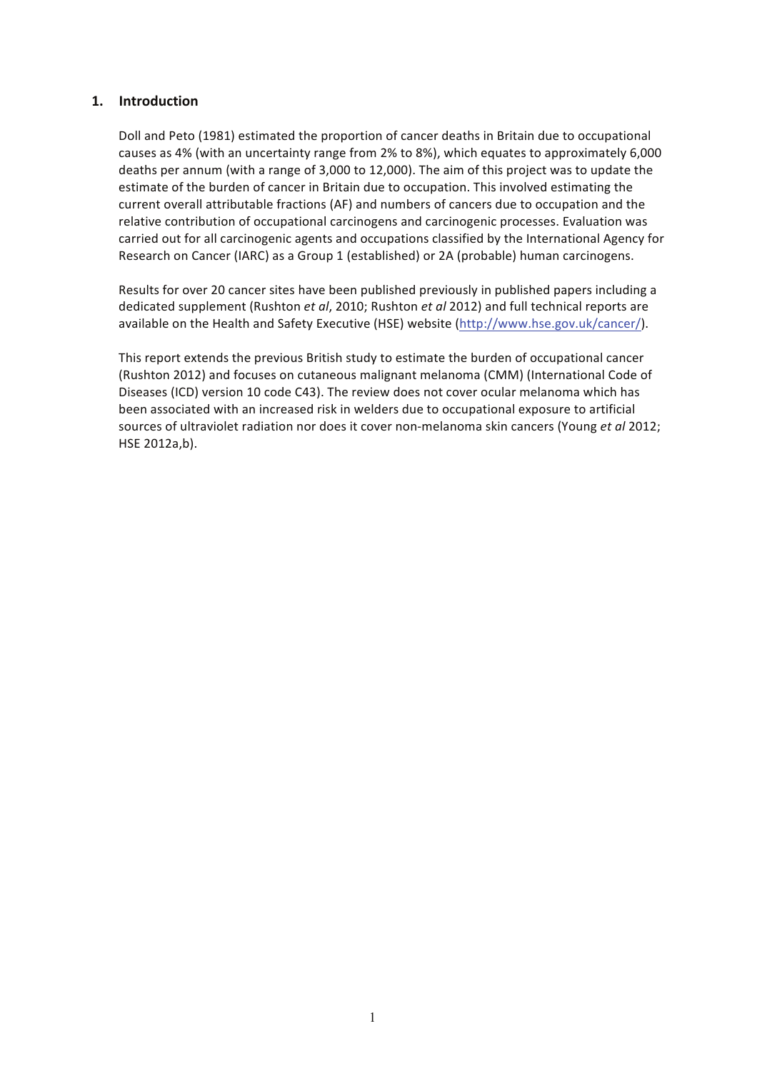## 1. Introduction

Doll and Peto (1981) estimated the proportion of cancer deaths in Britain due to occupational causes as 4% (with an uncertainty range from 2% to 8%), which equates to approximately 6,000 deaths per annum (with a range of 3,000 to 12,000). The aim of this project was to update the estimate of the burden of cancer in Britain due to occupation. This involved estimating the current overall attributable fractions (AF) and numbers of cancers due to occupation and the relative contribution of occupational carcinogens and carcinogenic processes. Evaluation was carried out for all carcinogenic agents and occupations classified by the International Agency for Research on Cancer (IARC) as a Group 1 (established) or 2A (probable) human carcinogens.

Results for over 20 cancer sites have been published previously in published papers including a dedicated supplement (Rushton *et al*, 2010; Rushton *et al* 2012) and full technical reports are available on the Health and Safety Executive (HSE) website (http://www.hse.gov.uk/cancer/).

This report extends the previous British study to estimate the burden of occupational cancer (Rushton 2012) and focuses on cutaneous malignant melanoma (CMM) (International Code of Diseases (ICD) version 10 code C43). The review does not cover ocular melanoma which has been associated with an increased risk in welders due to occupational exposure to artificial sources of ultraviolet radiation nor does it cover non-melanoma skin cancers (Young *et al* 2012; HSE 2012a,b).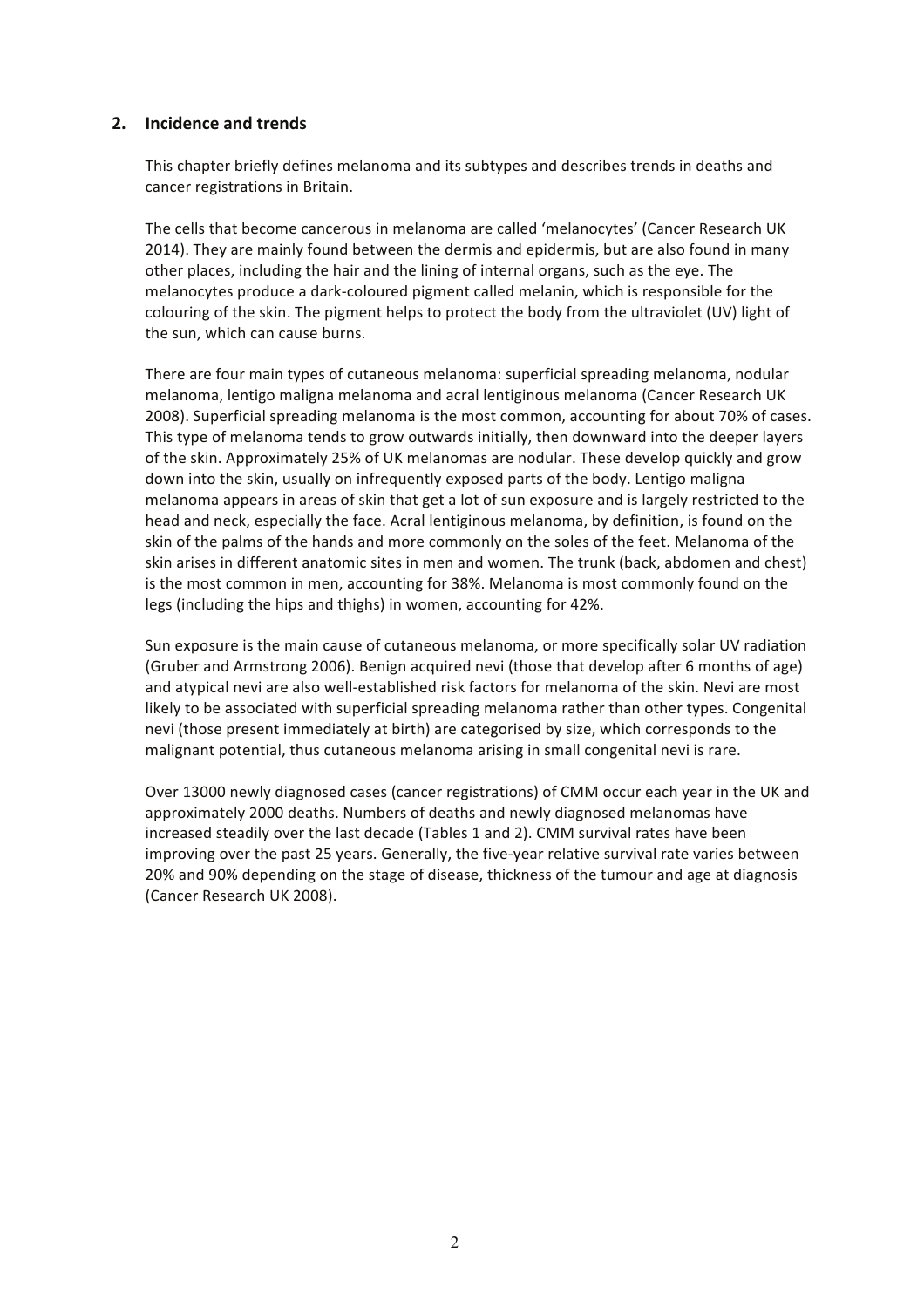## 2. Incidence and trends

This chapter briefly defines melanoma and its subtypes and describes trends in deaths and cancer registrations in Britain.

The cells that become cancerous in melanoma are called 'melanocytes' (Cancer Research UK 2014). They are mainly found between the dermis and epidermis, but are also found in many other places, including the hair and the lining of internal organs, such as the eye. The melanocytes produce a dark-coloured pigment called melanin, which is responsible for the colouring of the skin. The pigment helps to protect the body from the ultraviolet (UV) light of the sun, which can cause burns.

There are four main types of cutaneous melanoma: superficial spreading melanoma, nodular melanoma, lentigo maligna melanoma and acral lentiginous melanoma (Cancer Research UK 2008). Superficial spreading melanoma is the most common, accounting for about 70% of cases. This type of melanoma tends to grow outwards initially, then downward into the deeper layers of the skin. Approximately 25% of UK melanomas are nodular. These develop quickly and grow down into the skin, usually on infrequently exposed parts of the body. Lentigo maligna melanoma appears in areas of skin that get a lot of sun exposure and is largely restricted to the head and neck, especially the face. Acral lentiginous melanoma, by definition, is found on the skin of the palms of the hands and more commonly on the soles of the feet. Melanoma of the skin arises in different anatomic sites in men and women. The trunk (back, abdomen and chest) is the most common in men, accounting for 38%. Melanoma is most commonly found on the legs (including the hips and thighs) in women, accounting for 42%.

Sun exposure is the main cause of cutaneous melanoma, or more specifically solar UV radiation (Gruber and Armstrong 2006). Benign acquired nevi (those that develop after 6 months of age) and atypical nevi are also well-established risk factors for melanoma of the skin. Nevi are most likely to be associated with superficial spreading melanoma rather than other types. Congenital nevi (those present immediately at birth) are categorised by size, which corresponds to the malignant potential, thus cutaneous melanoma arising in small congenital nevi is rare.

Over 13000 newly diagnosed cases (cancer registrations) of CMM occur each year in the UK and approximately 2000 deaths. Numbers of deaths and newly diagnosed melanomas have increased steadily over the last decade (Tables 1 and 2). CMM survival rates have been improving over the past 25 years. Generally, the five-year relative survival rate varies between 20% and 90% depending on the stage of disease, thickness of the tumour and age at diagnosis (Cancer Research UK 2008).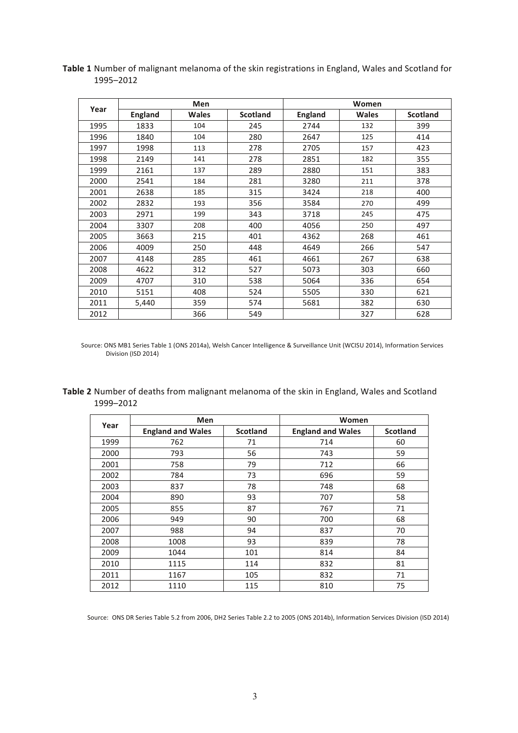**Table 1** Number of malignant melanoma of the skin registrations in England, Wales and Scotland for 1995–2012

| Year | Men | | | Women | | |
|---|---|---|---|---|---|---|
| | England | Wales | Scotland | England | Wales | Scotland |
| 1995 | 1833 | 104 | 245 | 2744 | 132 | 399 |
| 1996 | 1840 | 104 | 280 | 2647 | 125 | 414 |
| 1997 | 1998 | 113 | 278 | 2705 | 157 | 423 |
| 1998 | 2149 | 141 | 278 | 2851 | 182 | 355 |
| 1999 | 2161 | 137 | 289 | 2880 | 151 | 383 |
| 2000 | 2541 | 184 | 281 | 3280 | 211 | 378 |
| 2001 | 2638 | 185 | 315 | 3424 | 218 | 400 |
| 2002 | 2832 | 193 | 356 | 3584 | 270 | 499 |
| 2003 | 2971 | 199 | 343 | 3718 | 245 | 475 |
| 2004 | 3307 | 208 | 400 | 4056 | 250 | 497 |
| 2005 | 3663 | 215 | 401 | 4362 | 268 | 461 |
| 2006 | 4009 | 250 | 448 | 4649 | 266 | 547 |
| 2007 | 4148 | 285 | 461 | 4661 | 267 | 638 |
| 2008 | 4622 | 312 | 527 | 5073 | 303 | 660 |
| 2009 | 4707 | 310 | 538 | 5064 | 336 | 654 |
| 2010 | 5151 | 408 | 524 | 5505 | 330 | 621 |
| 2011 | 5,440 | 359 | 574 | 5681 | 382 | 630 |
| 2012 | | 366 | 549 | | 327 | 628 |

Source: ONS MB1 Series Table 1 (ONS 2014a), Welsh Cancer Intelligence & Surveillance Unit (WCISU 2014), Information Services Division (ISD 2014)

**Table 2** Number of deaths from malignant melanoma of the skin in England, Wales and Scotland 1999–2012

| Year | Men | | Women | |
|---|---|---|---|---|
| | England and Wales | Scotland | England and Wales | Scotland |
| 1999 | 762 | 71 | 714 | 60 |
| 2000 | 793 | 56 | 743 | 59 |
| 2001 | 758 | 79 | 712 | 66 |
| 2002 | 784 | 73 | 696 | 59 |
| 2003 | 837 | 78 | 748 | 68 |
| 2004 | 890 | 93 | 707 | 58 |
| 2005 | 855 | 87 | 767 | 71 |
| 2006 | 949 | 90 | 700 | 68 |
| 2007 | 988 | 94 | 837 | 70 |
| 2008 | 1008 | 93 | 839 | 78 |
| 2009 | 1044 | 101 | 814 | 84 |
| 2010 | 1115 | 114 | 832 | 81 |
| 2011 | 1167 | 105 | 832 | 71 |
| 2012 | 1110 | 115 | 810 | 75 |

Source: ONS DR Series Table 5.2 from 2006, DH2 Series Table 2.2 to 2005 (ONS 2014b), Information Services Division (ISD 2014)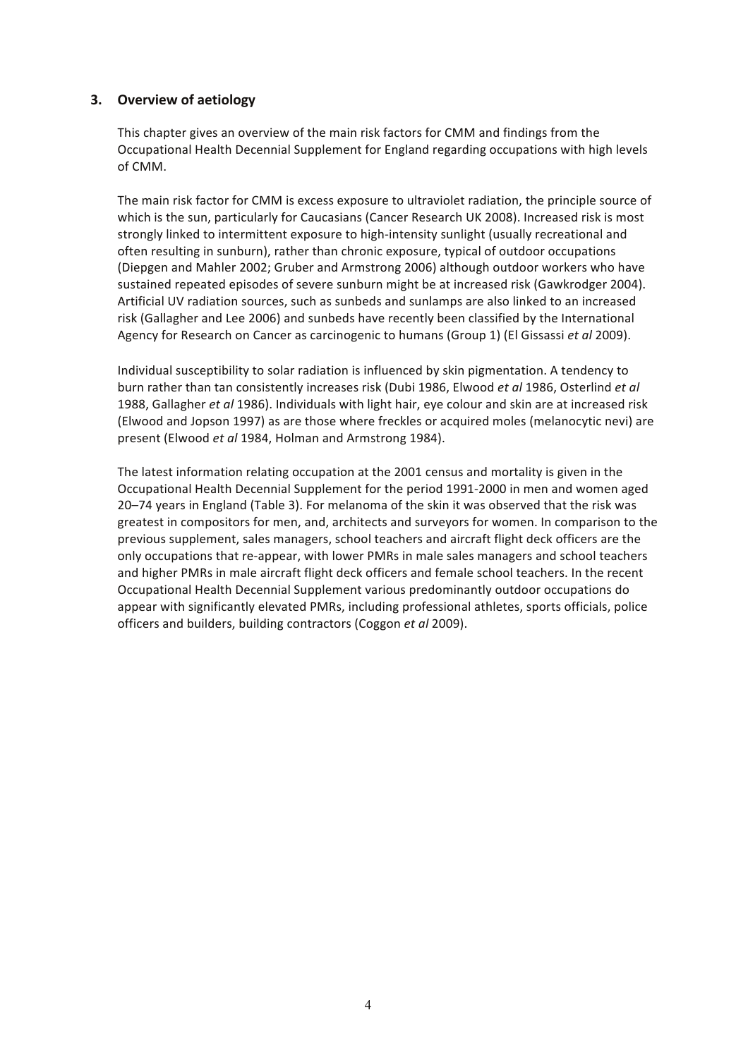## 3. Overview of aetiology

This chapter gives an overview of the main risk factors for CMM and findings from the Occupational Health Decennial Supplement for England regarding occupations with high levels of CMM.

The main risk factor for CMM is excess exposure to ultraviolet radiation, the principle source of which is the sun, particularly for Caucasians (Cancer Research UK 2008). Increased risk is most strongly linked to intermittent exposure to high-intensity sunlight (usually recreational and often resulting in sunburn), rather than chronic exposure, typical of outdoor occupations (Diepgen and Mahler 2002; Gruber and Armstrong 2006) although outdoor workers who have sustained repeated episodes of severe sunburn might be at increased risk (Gawkrodger 2004). Artificial UV radiation sources, such as sunbeds and sunlamps are also linked to an increased risk (Gallagher and Lee 2006) and sunbeds have recently been classified by the International Agency for Research on Cancer as carcinogenic to humans (Group 1) (El Gissassi *et al* 2009).

Individual susceptibility to solar radiation is influenced by skin pigmentation. A tendency to burn rather than tan consistently increases risk (Dubi 1986, Elwood *et al* 1986, Osterlind *et al* 1988, Gallagher *et al* 1986). Individuals with light hair, eye colour and skin are at increased risk (Elwood and Jopson 1997) as are those where freckles or acquired moles (melanocytic nevi) are present (Elwood *et al* 1984, Holman and Armstrong 1984).

The latest information relating occupation at the 2001 census and mortality is given in the Occupational Health Decennial Supplement for the period 1991-2000 in men and women aged 20–74 years in England (Table 3). For melanoma of the skin it was observed that the risk was greatest in compositors for men, and, architects and surveyors for women. In comparison to the previous supplement, sales managers, school teachers and aircraft flight deck officers are the only occupations that re-appear, with lower PMRs in male sales managers and school teachers and higher PMRs in male aircraft flight deck officers and female school teachers. In the recent Occupational Health Decennial Supplement various predominantly outdoor occupations do appear with significantly elevated PMRs, including professional athletes, sports officials, police officers and builders, building contractors (Coggon *et al* 2009).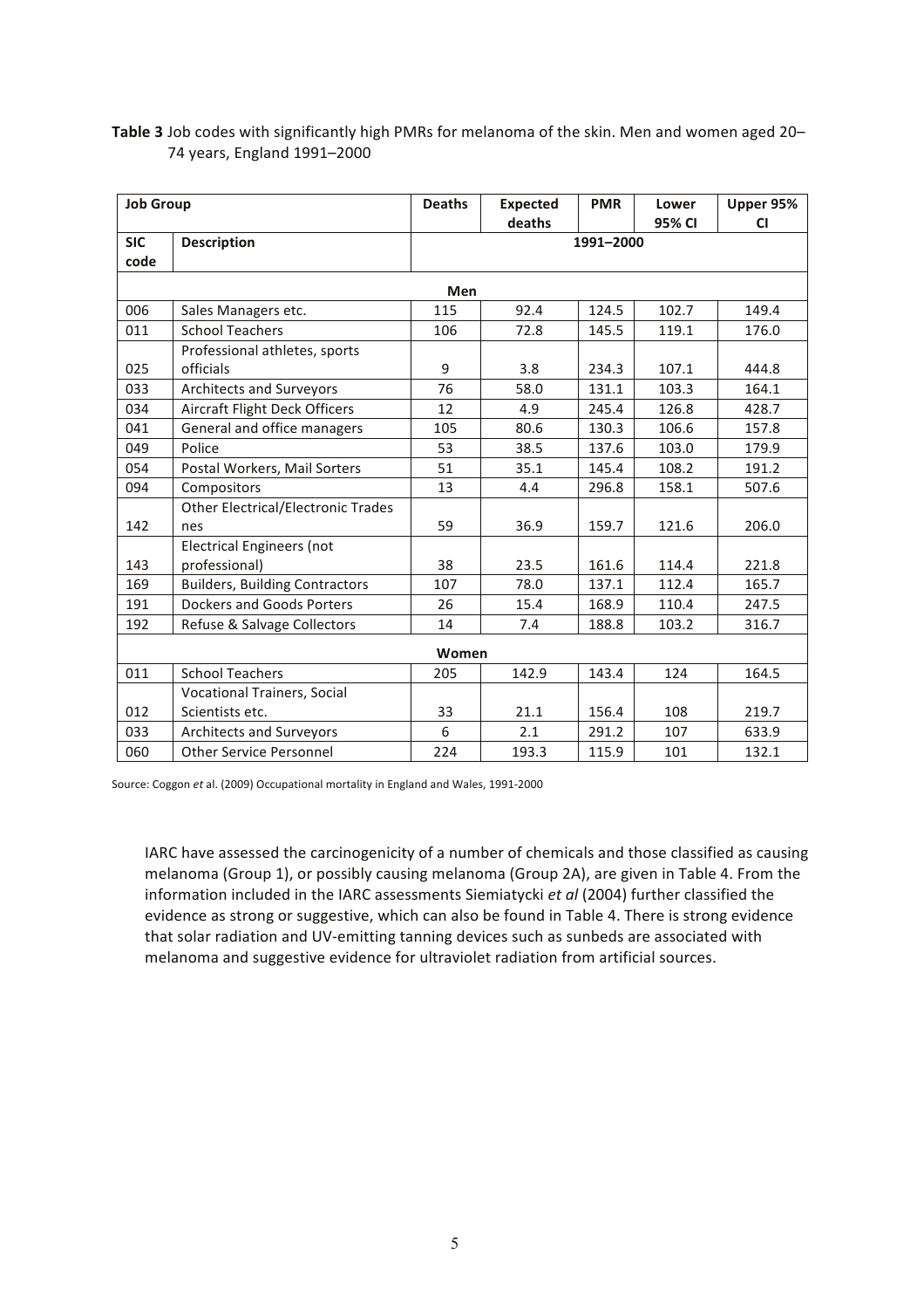**Table 3** Job codes with significantly high PMRs for melanoma of the skin. Men and women aged 20–74 years, England 1991–2000

| Job Group | | Deaths | Expected deaths | PMR | Lower 95% CI | Upper 95% CI |
|---|---|---|---|---|---|---|
| **SIC code** | **Description** | **1991–2000** | | | | |
| **Men** | | | | | | |
| 006 | Sales Managers etc. | 115 | 92.4 | 124.5 | 102.7 | 149.4 |
| 011 | School Teachers | 106 | 72.8 | 145.5 | 119.1 | 176.0 |
| 025 | Professional athletes, sports officials | 9 | 3.8 | 234.3 | 107.1 | 444.8 |
| 033 | Architects and Surveyors | 76 | 58.0 | 131.1 | 103.3 | 164.1 |
| 034 | Aircraft Flight Deck Officers | 12 | 4.9 | 245.4 | 126.8 | 428.7 |
| 041 | General and office managers | 105 | 80.6 | 130.3 | 106.6 | 157.8 |
| 049 | Police | 53 | 38.5 | 137.6 | 103.0 | 179.9 |
| 054 | Postal Workers, Mail Sorters | 51 | 35.1 | 145.4 | 108.2 | 191.2 |
| 094 | Compositors | 13 | 4.4 | 296.8 | 158.1 | 507.6 |
| 142 | Other Electrical/Electronic Trades nes | 59 | 36.9 | 159.7 | 121.6 | 206.0 |
| 143 | Electrical Engineers (not professional) | 38 | 23.5 | 161.6 | 114.4 | 221.8 |
| 169 | Builders, Building Contractors | 107 | 78.0 | 137.1 | 112.4 | 165.7 |
| 191 | Dockers and Goods Porters | 26 | 15.4 | 168.9 | 110.4 | 247.5 |
| 192 | Refuse & Salvage Collectors | 14 | 7.4 | 188.8 | 103.2 | 316.7 |
| **Women** | | | | | | |
| 011 | School Teachers | 205 | 142.9 | 143.4 | 124 | 164.5 |
| 012 | Vocational Trainers, Social Scientists etc. | 33 | 21.1 | 156.4 | 108 | 219.7 |
| 033 | Architects and Surveyors | 6 | 2.1 | 291.2 | 107 | 633.9 |
| 060 | Other Service Personnel | 224 | 193.3 | 115.9 | 101 | 132.1 |

Source: Coggon *et* al. (2009) Occupational mortality in England and Wales, 1991-2000

IARC have assessed the carcinogenicity of a number of chemicals and those classified as causing melanoma (Group 1), or possibly causing melanoma (Group 2A), are given in Table 4. From the information included in the IARC assessments Siemiatycki *et al* (2004) further classified the evidence as strong or suggestive, which can also be found in Table 4. There is strong evidence that solar radiation and UV-emitting tanning devices such as sunbeds are associated with melanoma and suggestive evidence for ultraviolet radiation from artificial sources.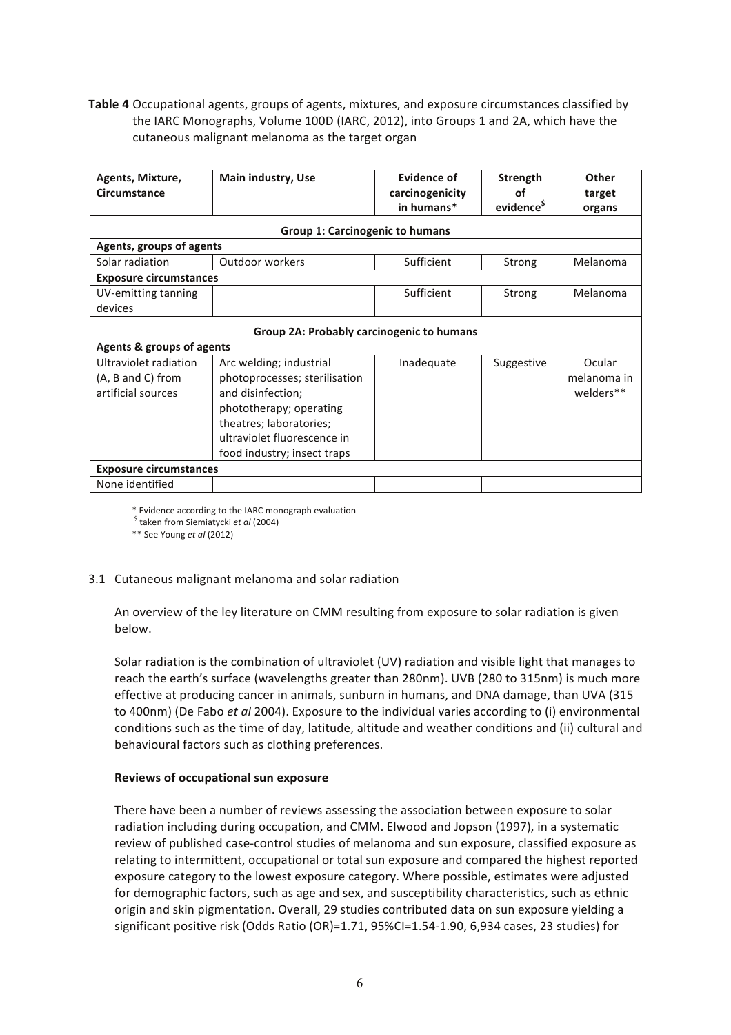**Table 4** Occupational agents, groups of agents, mixtures, and exposure circumstances classified by the IARC Monographs, Volume 100D (IARC, 2012), into Groups 1 and 2A, which have the cutaneous malignant melanoma as the target organ

| Agents, Mixture, Circumstance | Main industry, Use | Evidence of carcinogenicity in humans* | Strength of evidence[$] | Other target organs |
|---|---|---|---|---|
| **Group 1: Carcinogenic to humans** | | | | |
| **Agents, groups of agents** | | | | |
| Solar radiation | Outdoor workers | Sufficient | Strong | Melanoma |
| **Exposure circumstances** | | | | |
| UV-emitting tanning devices | | Sufficient | Strong | Melanoma |
| **Group 2A: Probably carcinogenic to humans** | | | | |
| **Agents & groups of agents** | | | | |
| Ultraviolet radiation (A, B and C) from artificial sources | Arc welding; industrial photoprocesses; sterilisation and disinfection; phototherapy; operating theatres; laboratories; ultraviolet fluorescence in food industry; insect traps | Inadequate | Suggestive | Ocular melanoma in welders** |
| **Exposure circumstances** | | | | |
| None identified | | | | |

\* Evidence according to the IARC monograph evaluation
[$] taken from Siemiatycki *et al* (2004)
** See Young *et al* (2012)

3.1 Cutaneous malignant melanoma and solar radiation

An overview of the ley literature on CMM resulting from exposure to solar radiation is given below.

Solar radiation is the combination of ultraviolet (UV) radiation and visible light that manages to reach the earth's surface (wavelengths greater than 280nm). UVB (280 to 315nm) is much more effective at producing cancer in animals, sunburn in humans, and DNA damage, than UVA (315 to 400nm) (De Fabo *et al* 2004). Exposure to the individual varies according to (i) environmental conditions such as the time of day, latitude, altitude and weather conditions and (ii) cultural and behavioural factors such as clothing preferences.

**Reviews of occupational sun exposure**

There have been a number of reviews assessing the association between exposure to solar radiation including during occupation, and CMM. Elwood and Jopson (1997), in a systematic review of published case-control studies of melanoma and sun exposure, classified exposure as relating to intermittent, occupational or total sun exposure and compared the highest reported exposure category to the lowest exposure category. Where possible, estimates were adjusted for demographic factors, such as age and sex, and susceptibility characteristics, such as ethnic origin and skin pigmentation. Overall, 29 studies contributed data on sun exposure yielding a significant positive risk (Odds Ratio (OR)=1.71, 95%CI=1.54-1.90, 6,934 cases, 23 studies) for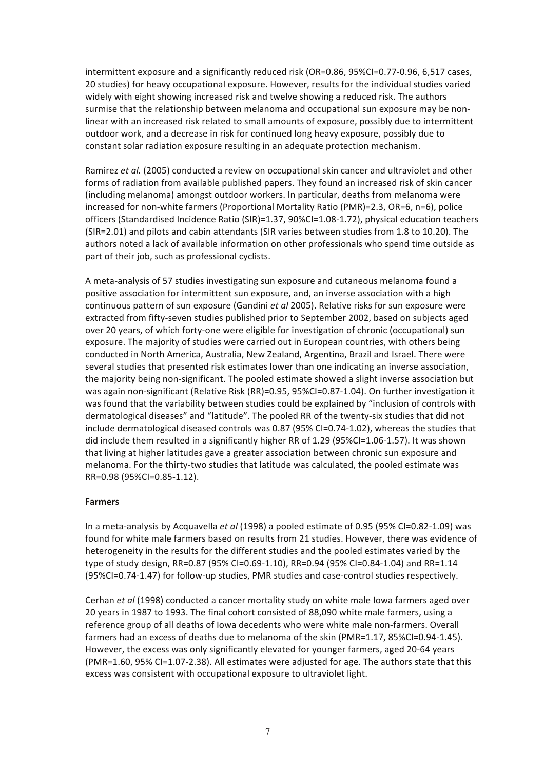intermittent exposure and a significantly reduced risk (OR=0.86, 95%CI=0.77-0.96, 6,517 cases, 20 studies) for heavy occupational exposure. However, results for the individual studies varied widely with eight showing increased risk and twelve showing a reduced risk. The authors surmise that the relationship between melanoma and occupational sun exposure may be non-linear with an increased risk related to small amounts of exposure, possibly due to intermittent outdoor work, and a decrease in risk for continued long heavy exposure, possibly due to constant solar radiation exposure resulting in an adequate protection mechanism.

Ramirez *et al.* (2005) conducted a review on occupational skin cancer and ultraviolet and other forms of radiation from available published papers. They found an increased risk of skin cancer (including melanoma) amongst outdoor workers. In particular, deaths from melanoma were increased for non-white farmers (Proportional Mortality Ratio (PMR)=2.3, OR=6, n=6), police officers (Standardised Incidence Ratio (SIR)=1.37, 90%CI=1.08-1.72), physical education teachers (SIR=2.01) and pilots and cabin attendants (SIR varies between studies from 1.8 to 10.20). The authors noted a lack of available information on other professionals who spend time outside as part of their job, such as professional cyclists.

A meta-analysis of 57 studies investigating sun exposure and cutaneous melanoma found a positive association for intermittent sun exposure, and, an inverse association with a high continuous pattern of sun exposure (Gandini *et al* 2005). Relative risks for sun exposure were extracted from fifty-seven studies published prior to September 2002, based on subjects aged over 20 years, of which forty-one were eligible for investigation of chronic (occupational) sun exposure. The majority of studies were carried out in European countries, with others being conducted in North America, Australia, New Zealand, Argentina, Brazil and Israel. There were several studies that presented risk estimates lower than one indicating an inverse association, the majority being non-significant. The pooled estimate showed a slight inverse association but was again non-significant (Relative Risk (RR)=0.95, 95%CI=0.87-1.04). On further investigation it was found that the variability between studies could be explained by "inclusion of controls with dermatological diseases" and "latitude". The pooled RR of the twenty-six studies that did not include dermatological diseased controls was 0.87 (95% CI=0.74-1.02), whereas the studies that did include them resulted in a significantly higher RR of 1.29 (95%CI=1.06-1.57). It was shown that living at higher latitudes gave a greater association between chronic sun exposure and melanoma. For the thirty-two studies that latitude was calculated, the pooled estimate was RR=0.98 (95%CI=0.85-1.12).

**Farmers**

In a meta-analysis by Acquavella *et al* (1998) a pooled estimate of 0.95 (95% CI=0.82-1.09) was found for white male farmers based on results from 21 studies. However, there was evidence of heterogeneity in the results for the different studies and the pooled estimates varied by the type of study design, RR=0.87 (95% CI=0.69-1.10), RR=0.94 (95% CI=0.84-1.04) and RR=1.14 (95%CI=0.74-1.47) for follow-up studies, PMR studies and case-control studies respectively.

Cerhan *et al* (1998) conducted a cancer mortality study on white male Iowa farmers aged over 20 years in 1987 to 1993. The final cohort consisted of 88,090 white male farmers, using a reference group of all deaths of Iowa decedents who were white male non-farmers. Overall farmers had an excess of deaths due to melanoma of the skin (PMR=1.17, 85%CI=0.94-1.45). However, the excess was only significantly elevated for younger farmers, aged 20-64 years (PMR=1.60, 95% CI=1.07-2.38). All estimates were adjusted for age. The authors state that this excess was consistent with occupational exposure to ultraviolet light.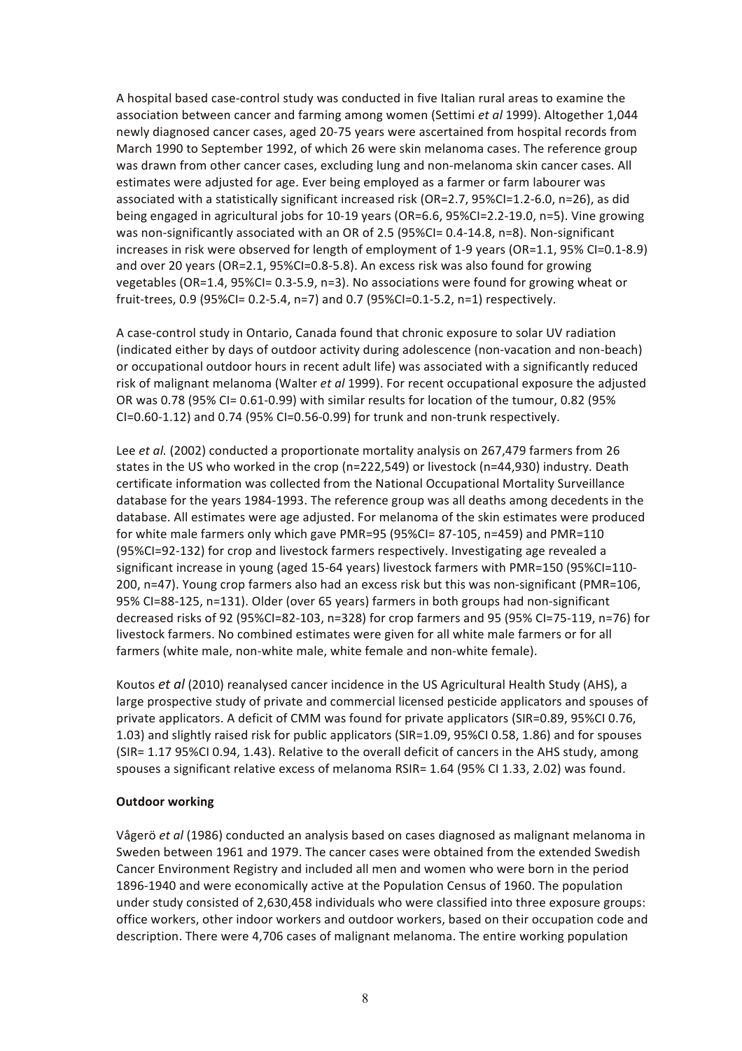A hospital based case-control study was conducted in five Italian rural areas to examine the association between cancer and farming among women (Settimi *et al* 1999). Altogether 1,044 newly diagnosed cancer cases, aged 20-75 years were ascertained from hospital records from March 1990 to September 1992, of which 26 were skin melanoma cases. The reference group was drawn from other cancer cases, excluding lung and non-melanoma skin cancer cases. All estimates were adjusted for age. Ever being employed as a farmer or farm labourer was associated with a statistically significant increased risk (OR=2.7, 95%CI=1.2-6.0, n=26), as did being engaged in agricultural jobs for 10-19 years (OR=6.6, 95%CI=2.2-19.0, n=5). Vine growing was non-significantly associated with an OR of 2.5 (95%CI= 0.4-14.8, n=8). Non-significant increases in risk were observed for length of employment of 1-9 years (OR=1.1, 95% CI=0.1-8.9) and over 20 years (OR=2.1, 95%CI=0.8-5.8). An excess risk was also found for growing vegetables (OR=1.4, 95%CI= 0.3-5.9, n=3). No associations were found for growing wheat or fruit-trees, 0.9 (95%CI= 0.2-5.4, n=7) and 0.7 (95%CI=0.1-5.2, n=1) respectively.

A case-control study in Ontario, Canada found that chronic exposure to solar UV radiation (indicated either by days of outdoor activity during adolescence (non-vacation and non-beach) or occupational outdoor hours in recent adult life) was associated with a significantly reduced risk of malignant melanoma (Walter *et al* 1999). For recent occupational exposure the adjusted OR was 0.78 (95% CI= 0.61-0.99) with similar results for location of the tumour, 0.82 (95% CI=0.60-1.12) and 0.74 (95% CI=0.56-0.99) for trunk and non-trunk respectively.

Lee *et al.* (2002) conducted a proportionate mortality analysis on 267,479 farmers from 26 states in the US who worked in the crop (n=222,549) or livestock (n=44,930) industry. Death certificate information was collected from the National Occupational Mortality Surveillance database for the years 1984-1993. The reference group was all deaths among decedents in the database. All estimates were age adjusted. For melanoma of the skin estimates were produced for white male farmers only which gave PMR=95 (95%CI= 87-105, n=459) and PMR=110 (95%CI=92-132) for crop and livestock farmers respectively. Investigating age revealed a significant increase in young (aged 15-64 years) livestock farmers with PMR=150 (95%CI=110-200, n=47). Young crop farmers also had an excess risk but this was non-significant (PMR=106, 95% CI=88-125, n=131). Older (over 65 years) farmers in both groups had non-significant decreased risks of 92 (95%CI=82-103, n=328) for crop farmers and 95 (95% CI=75-119, n=76) for livestock farmers. No combined estimates were given for all white male farmers or for all farmers (white male, non-white male, white female and non-white female).

Koutos *et al* (2010) reanalysed cancer incidence in the US Agricultural Health Study (AHS), a large prospective study of private and commercial licensed pesticide applicators and spouses of private applicators. A deficit of CMM was found for private applicators (SIR=0.89, 95%CI 0.76, 1.03) and slightly raised risk for public applicators (SIR=1.09, 95%CI 0.58, 1.86) and for spouses (SIR= 1.17 95%CI 0.94, 1.43). Relative to the overall deficit of cancers in the AHS study, among spouses a significant relative excess of melanoma RSIR= 1.64 (95% CI 1.33, 2.02) was found.

**Outdoor working**

Vågerö *et al* (1986) conducted an analysis based on cases diagnosed as malignant melanoma in Sweden between 1961 and 1979. The cancer cases were obtained from the extended Swedish Cancer Environment Registry and included all men and women who were born in the period 1896-1940 and were economically active at the Population Census of 1960. The population under study consisted of 2,630,458 individuals who were classified into three exposure groups: office workers, other indoor workers and outdoor workers, based on their occupation code and description. There were 4,706 cases of malignant melanoma. The entire working population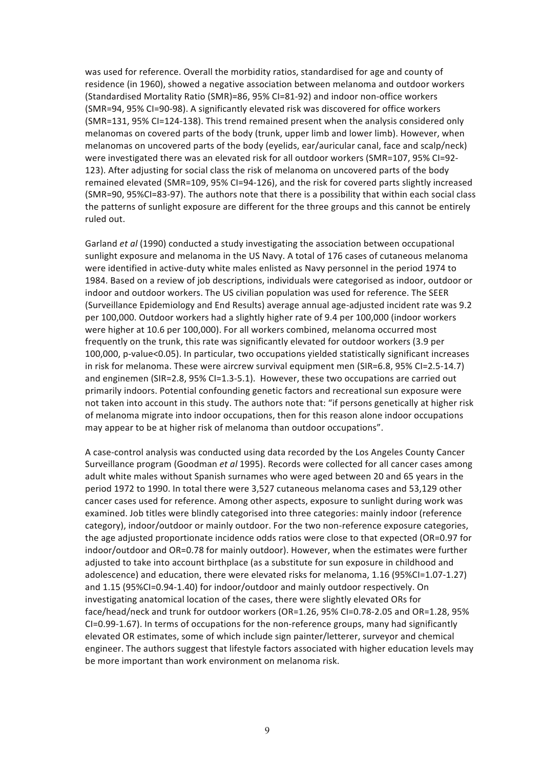was used for reference. Overall the morbidity ratios, standardised for age and county of residence (in 1960), showed a negative association between melanoma and outdoor workers (Standardised Mortality Ratio (SMR)=86, 95% CI=81-92) and indoor non-office workers (SMR=94, 95% CI=90-98). A significantly elevated risk was discovered for office workers (SMR=131, 95% CI=124-138). This trend remained present when the analysis considered only melanomas on covered parts of the body (trunk, upper limb and lower limb). However, when melanomas on uncovered parts of the body (eyelids, ear/auricular canal, face and scalp/neck) were investigated there was an elevated risk for all outdoor workers (SMR=107, 95% CI=92-123). After adjusting for social class the risk of melanoma on uncovered parts of the body remained elevated (SMR=109, 95% CI=94-126), and the risk for covered parts slightly increased (SMR=90, 95%CI=83-97). The authors note that there is a possibility that within each social class the patterns of sunlight exposure are different for the three groups and this cannot be entirely ruled out.

Garland *et al* (1990) conducted a study investigating the association between occupational sunlight exposure and melanoma in the US Navy. A total of 176 cases of cutaneous melanoma were identified in active-duty white males enlisted as Navy personnel in the period 1974 to 1984. Based on a review of job descriptions, individuals were categorised as indoor, outdoor or indoor and outdoor workers. The US civilian population was used for reference. The SEER (Surveillance Epidemiology and End Results) average annual age-adjusted incident rate was 9.2 per 100,000. Outdoor workers had a slightly higher rate of 9.4 per 100,000 (indoor workers were higher at 10.6 per 100,000). For all workers combined, melanoma occurred most frequently on the trunk, this rate was significantly elevated for outdoor workers (3.9 per 100,000, p-value<0.05). In particular, two occupations yielded statistically significant increases in risk for melanoma. These were aircrew survival equipment men (SIR=6.8, 95% CI=2.5-14.7) and enginemen (SIR=2.8, 95% CI=1.3-5.1). However, these two occupations are carried out primarily indoors. Potential confounding genetic factors and recreational sun exposure were not taken into account in this study. The authors note that: "if persons genetically at higher risk of melanoma migrate into indoor occupations, then for this reason alone indoor occupations may appear to be at higher risk of melanoma than outdoor occupations".

A case-control analysis was conducted using data recorded by the Los Angeles County Cancer Surveillance program (Goodman *et al* 1995). Records were collected for all cancer cases among adult white males without Spanish surnames who were aged between 20 and 65 years in the period 1972 to 1990. In total there were 3,527 cutaneous melanoma cases and 53,129 other cancer cases used for reference. Among other aspects, exposure to sunlight during work was examined. Job titles were blindly categorised into three categories: mainly indoor (reference category), indoor/outdoor or mainly outdoor. For the two non-reference exposure categories, the age adjusted proportionate incidence odds ratios were close to that expected (OR=0.97 for indoor/outdoor and OR=0.78 for mainly outdoor). However, when the estimates were further adjusted to take into account birthplace (as a substitute for sun exposure in childhood and adolescence) and education, there were elevated risks for melanoma, 1.16 (95%CI=1.07-1.27) and 1.15 (95%CI=0.94-1.40) for indoor/outdoor and mainly outdoor respectively. On investigating anatomical location of the cases, there were slightly elevated ORs for face/head/neck and trunk for outdoor workers (OR=1.26, 95% CI=0.78-2.05 and OR=1.28, 95% CI=0.99-1.67). In terms of occupations for the non-reference groups, many had significantly elevated OR estimates, some of which include sign painter/letterer, surveyor and chemical engineer. The authors suggest that lifestyle factors associated with higher education levels may be more important than work environment on melanoma risk.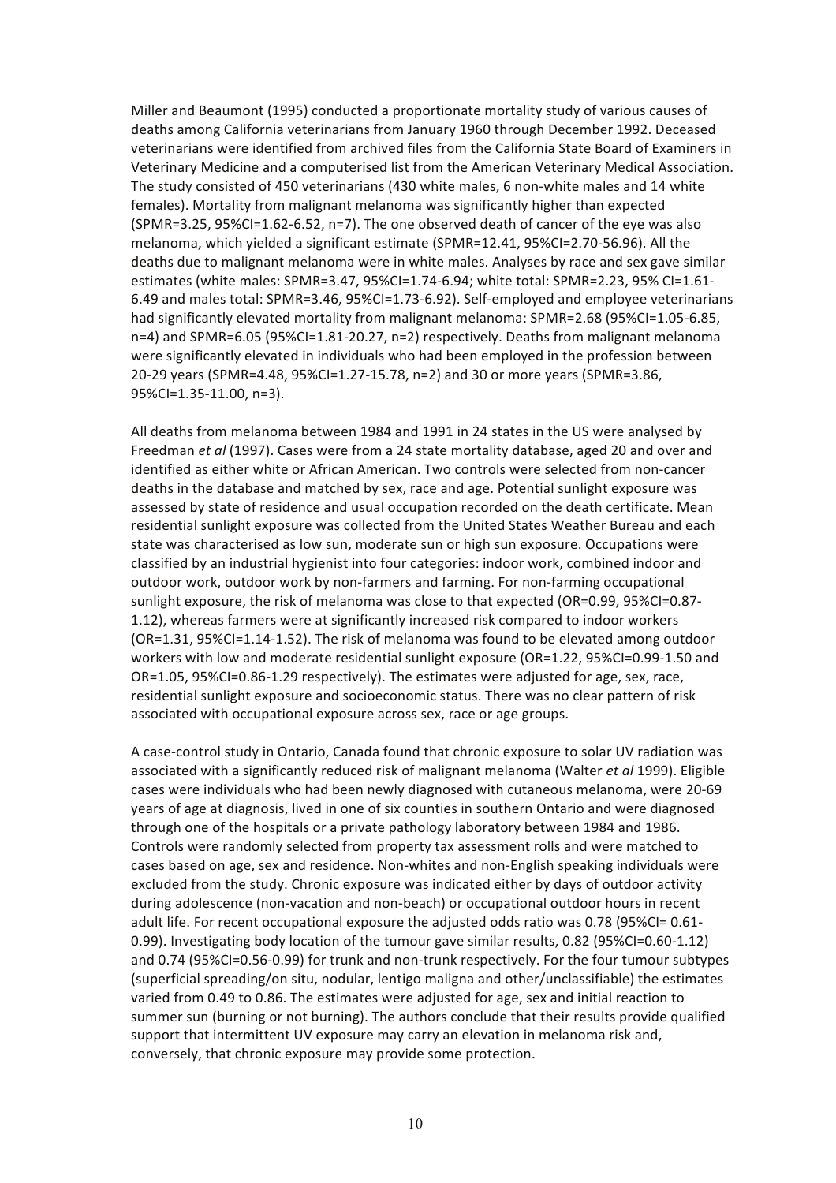Miller and Beaumont (1995) conducted a proportionate mortality study of various causes of deaths among California veterinarians from January 1960 through December 1992. Deceased veterinarians were identified from archived files from the California State Board of Examiners in Veterinary Medicine and a computerised list from the American Veterinary Medical Association. The study consisted of 450 veterinarians (430 white males, 6 non-white males and 14 white females). Mortality from malignant melanoma was significantly higher than expected (SPMR=3.25, 95%CI=1.62-6.52, n=7). The one observed death of cancer of the eye was also melanoma, which yielded a significant estimate (SPMR=12.41, 95%CI=2.70-56.96). All the deaths due to malignant melanoma were in white males. Analyses by race and sex gave similar estimates (white males: SPMR=3.47, 95%CI=1.74-6.94; white total: SPMR=2.23, 95% CI=1.61-6.49 and males total: SPMR=3.46, 95%CI=1.73-6.92). Self-employed and employee veterinarians had significantly elevated mortality from malignant melanoma: SPMR=2.68 (95%CI=1.05-6.85, n=4) and SPMR=6.05 (95%CI=1.81-20.27, n=2) respectively. Deaths from malignant melanoma were significantly elevated in individuals who had been employed in the profession between 20-29 years (SPMR=4.48, 95%CI=1.27-15.78, n=2) and 30 or more years (SPMR=3.86, 95%CI=1.35-11.00, n=3).

All deaths from melanoma between 1984 and 1991 in 24 states in the US were analysed by Freedman *et al* (1997). Cases were from a 24 state mortality database, aged 20 and over and identified as either white or African American. Two controls were selected from non-cancer deaths in the database and matched by sex, race and age. Potential sunlight exposure was assessed by state of residence and usual occupation recorded on the death certificate. Mean residential sunlight exposure was collected from the United States Weather Bureau and each state was characterised as low sun, moderate sun or high sun exposure. Occupations were classified by an industrial hygienist into four categories: indoor work, combined indoor and outdoor work, outdoor work by non-farmers and farming. For non-farming occupational sunlight exposure, the risk of melanoma was close to that expected (OR=0.99, 95%CI=0.87-1.12), whereas farmers were at significantly increased risk compared to indoor workers (OR=1.31, 95%CI=1.14-1.52). The risk of melanoma was found to be elevated among outdoor workers with low and moderate residential sunlight exposure (OR=1.22, 95%CI=0.99-1.50 and OR=1.05, 95%CI=0.86-1.29 respectively). The estimates were adjusted for age, sex, race, residential sunlight exposure and socioeconomic status. There was no clear pattern of risk associated with occupational exposure across sex, race or age groups.

A case-control study in Ontario, Canada found that chronic exposure to solar UV radiation was associated with a significantly reduced risk of malignant melanoma (Walter *et al* 1999). Eligible cases were individuals who had been newly diagnosed with cutaneous melanoma, were 20-69 years of age at diagnosis, lived in one of six counties in southern Ontario and were diagnosed through one of the hospitals or a private pathology laboratory between 1984 and 1986. Controls were randomly selected from property tax assessment rolls and were matched to cases based on age, sex and residence. Non-whites and non-English speaking individuals were excluded from the study. Chronic exposure was indicated either by days of outdoor activity during adolescence (non-vacation and non-beach) or occupational outdoor hours in recent adult life. For recent occupational exposure the adjusted odds ratio was 0.78 (95%CI= 0.61-0.99). Investigating body location of the tumour gave similar results, 0.82 (95%CI=0.60-1.12) and 0.74 (95%CI=0.56-0.99) for trunk and non-trunk respectively. For the four tumour subtypes (superficial spreading/on situ, nodular, lentigo maligna and other/unclassifiable) the estimates varied from 0.49 to 0.86. The estimates were adjusted for age, sex and initial reaction to summer sun (burning or not burning). The authors conclude that their results provide qualified support that intermittent UV exposure may carry an elevation in melanoma risk and, conversely, that chronic exposure may provide some protection.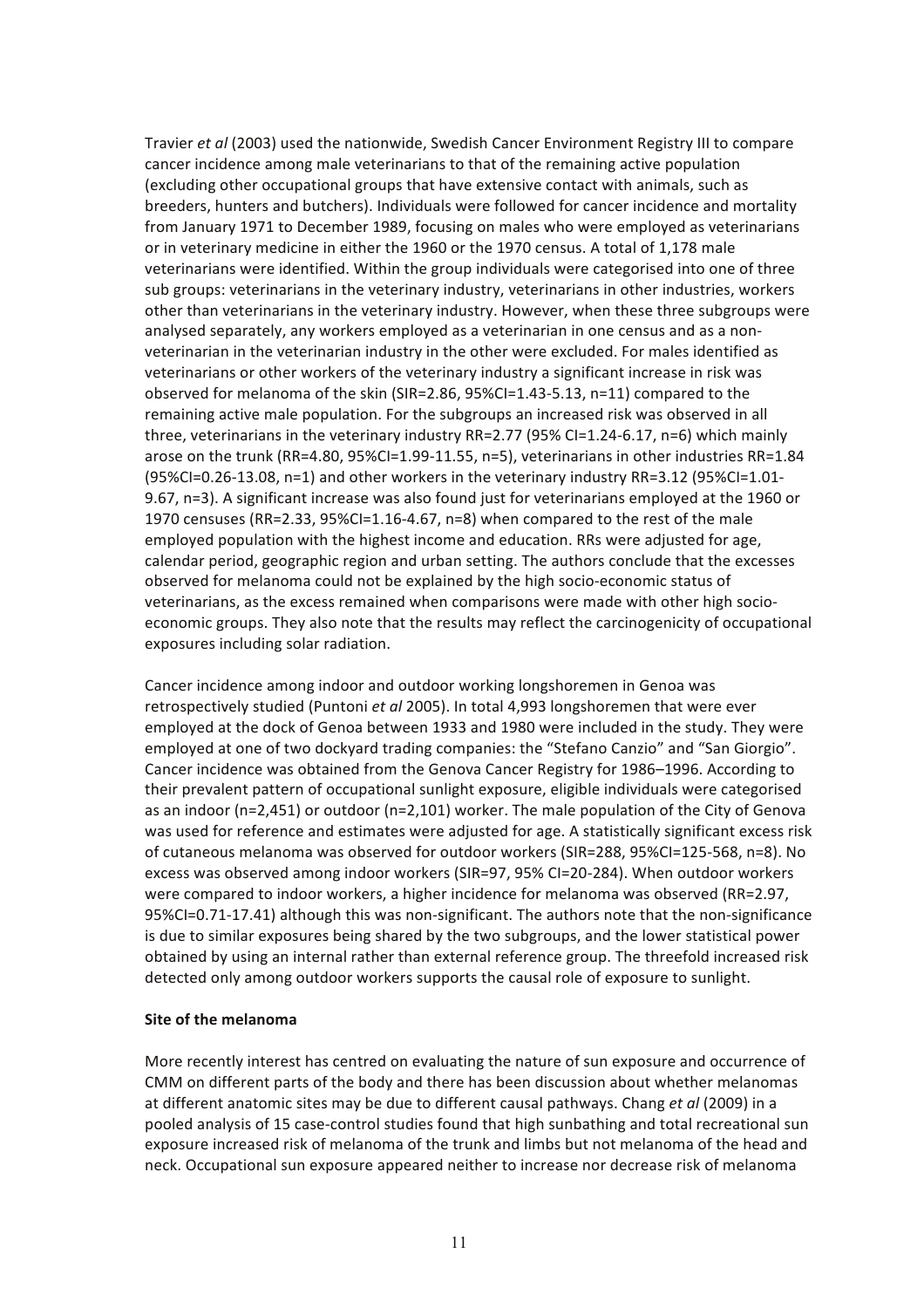Travier *et al* (2003) used the nationwide, Swedish Cancer Environment Registry III to compare cancer incidence among male veterinarians to that of the remaining active population (excluding other occupational groups that have extensive contact with animals, such as breeders, hunters and butchers). Individuals were followed for cancer incidence and mortality from January 1971 to December 1989, focusing on males who were employed as veterinarians or in veterinary medicine in either the 1960 or the 1970 census. A total of 1,178 male veterinarians were identified. Within the group individuals were categorised into one of three sub groups: veterinarians in the veterinary industry, veterinarians in other industries, workers other than veterinarians in the veterinary industry. However, when these three subgroups were analysed separately, any workers employed as a veterinarian in one census and as a non-veterinarian in the veterinarian industry in the other were excluded. For males identified as veterinarians or other workers of the veterinary industry a significant increase in risk was observed for melanoma of the skin (SIR=2.86, 95%CI=1.43-5.13, n=11) compared to the remaining active male population. For the subgroups an increased risk was observed in all three, veterinarians in the veterinary industry RR=2.77 (95% CI=1.24-6.17, n=6) which mainly arose on the trunk (RR=4.80, 95%CI=1.99-11.55, n=5), veterinarians in other industries RR=1.84 (95%CI=0.26-13.08, n=1) and other workers in the veterinary industry RR=3.12 (95%CI=1.01-9.67, n=3). A significant increase was also found just for veterinarians employed at the 1960 or 1970 censuses (RR=2.33, 95%CI=1.16-4.67, n=8) when compared to the rest of the male employed population with the highest income and education. RRs were adjusted for age, calendar period, geographic region and urban setting. The authors conclude that the excesses observed for melanoma could not be explained by the high socio-economic status of veterinarians, as the excess remained when comparisons were made with other high socio-economic groups. They also note that the results may reflect the carcinogenicity of occupational exposures including solar radiation.

Cancer incidence among indoor and outdoor working longshoremen in Genoa was retrospectively studied (Puntoni *et al* 2005). In total 4,993 longshoremen that were ever employed at the dock of Genoa between 1933 and 1980 were included in the study. They were employed at one of two dockyard trading companies: the "Stefano Canzio" and "San Giorgio". Cancer incidence was obtained from the Genova Cancer Registry for 1986–1996. According to their prevalent pattern of occupational sunlight exposure, eligible individuals were categorised as an indoor (n=2,451) or outdoor (n=2,101) worker. The male population of the City of Genova was used for reference and estimates were adjusted for age. A statistically significant excess risk of cutaneous melanoma was observed for outdoor workers (SIR=288, 95%CI=125-568, n=8). No excess was observed among indoor workers (SIR=97, 95% CI=20-284). When outdoor workers were compared to indoor workers, a higher incidence for melanoma was observed (RR=2.97, 95%CI=0.71-17.41) although this was non-significant. The authors note that the non-significance is due to similar exposures being shared by the two subgroups, and the lower statistical power obtained by using an internal rather than external reference group. The threefold increased risk detected only among outdoor workers supports the causal role of exposure to sunlight.

**Site of the melanoma**

More recently interest has centred on evaluating the nature of sun exposure and occurrence of CMM on different parts of the body and there has been discussion about whether melanomas at different anatomic sites may be due to different causal pathways. Chang *et al* (2009) in a pooled analysis of 15 case-control studies found that high sunbathing and total recreational sun exposure increased risk of melanoma of the trunk and limbs but not melanoma of the head and neck. Occupational sun exposure appeared neither to increase nor decrease risk of melanoma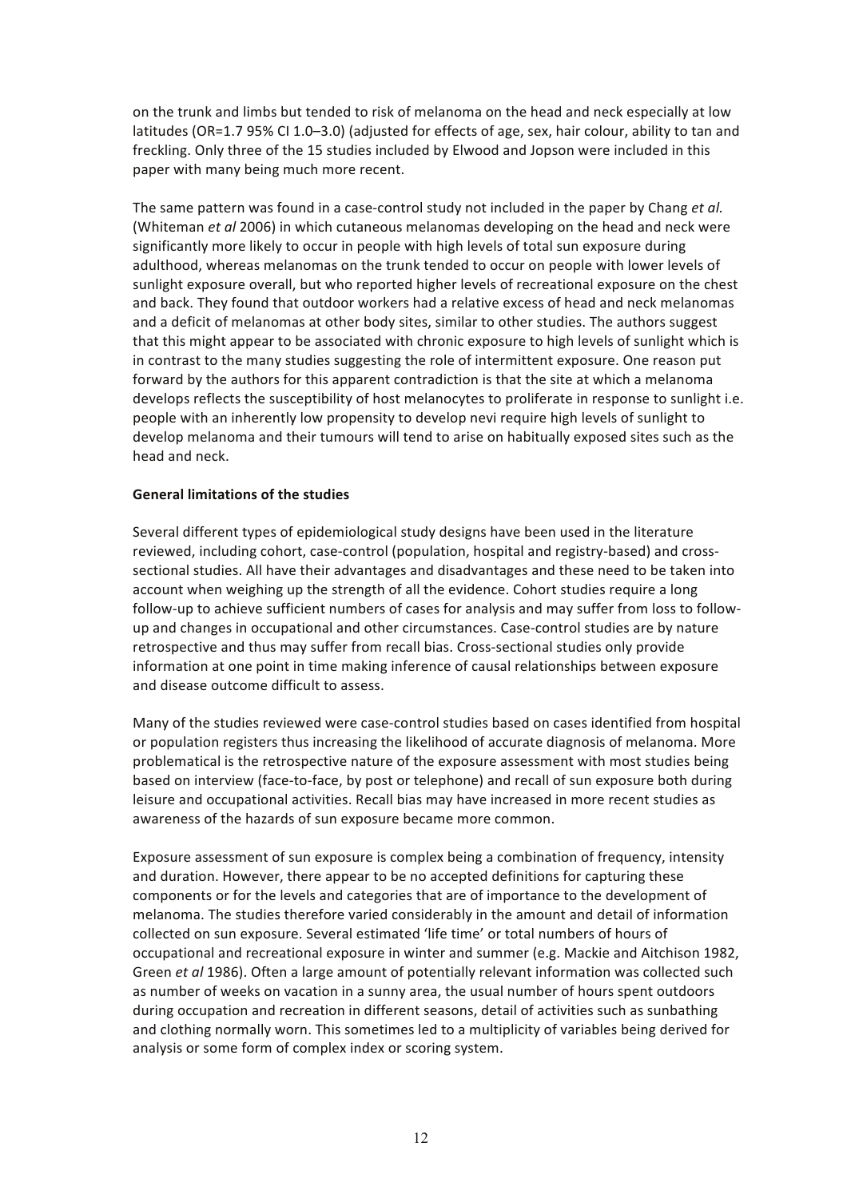on the trunk and limbs but tended to risk of melanoma on the head and neck especially at low latitudes (OR=1.7 95% CI 1.0–3.0) (adjusted for effects of age, sex, hair colour, ability to tan and freckling. Only three of the 15 studies included by Elwood and Jopson were included in this paper with many being much more recent.

The same pattern was found in a case-control study not included in the paper by Chang *et al.* (Whiteman *et al* 2006) in which cutaneous melanomas developing on the head and neck were significantly more likely to occur in people with high levels of total sun exposure during adulthood, whereas melanomas on the trunk tended to occur on people with lower levels of sunlight exposure overall, but who reported higher levels of recreational exposure on the chest and back. They found that outdoor workers had a relative excess of head and neck melanomas and a deficit of melanomas at other body sites, similar to other studies. The authors suggest that this might appear to be associated with chronic exposure to high levels of sunlight which is in contrast to the many studies suggesting the role of intermittent exposure. One reason put forward by the authors for this apparent contradiction is that the site at which a melanoma develops reflects the susceptibility of host melanocytes to proliferate in response to sunlight i.e. people with an inherently low propensity to develop nevi require high levels of sunlight to develop melanoma and their tumours will tend to arise on habitually exposed sites such as the head and neck.

**General limitations of the studies**

Several different types of epidemiological study designs have been used in the literature reviewed, including cohort, case-control (population, hospital and registry-based) and cross-sectional studies. All have their advantages and disadvantages and these need to be taken into account when weighing up the strength of all the evidence. Cohort studies require a long follow-up to achieve sufficient numbers of cases for analysis and may suffer from loss to follow-up and changes in occupational and other circumstances. Case-control studies are by nature retrospective and thus may suffer from recall bias. Cross-sectional studies only provide information at one point in time making inference of causal relationships between exposure and disease outcome difficult to assess.

Many of the studies reviewed were case-control studies based on cases identified from hospital or population registers thus increasing the likelihood of accurate diagnosis of melanoma. More problematical is the retrospective nature of the exposure assessment with most studies being based on interview (face-to-face, by post or telephone) and recall of sun exposure both during leisure and occupational activities. Recall bias may have increased in more recent studies as awareness of the hazards of sun exposure became more common.

Exposure assessment of sun exposure is complex being a combination of frequency, intensity and duration. However, there appear to be no accepted definitions for capturing these components or for the levels and categories that are of importance to the development of melanoma. The studies therefore varied considerably in the amount and detail of information collected on sun exposure. Several estimated 'life time' or total numbers of hours of occupational and recreational exposure in winter and summer (e.g. Mackie and Aitchison 1982, Green *et al* 1986). Often a large amount of potentially relevant information was collected such as number of weeks on vacation in a sunny area, the usual number of hours spent outdoors during occupation and recreation in different seasons, detail of activities such as sunbathing and clothing normally worn. This sometimes led to a multiplicity of variables being derived for analysis or some form of complex index or scoring system.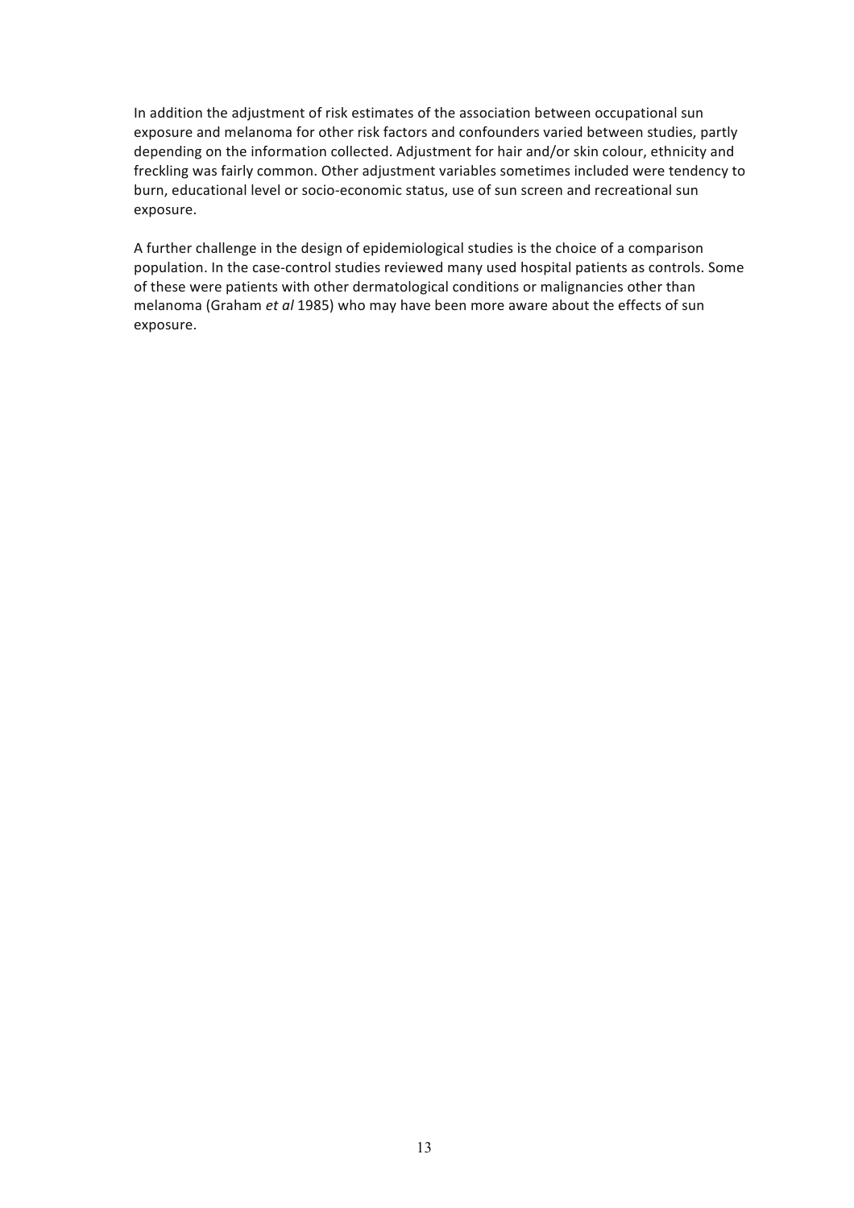In addition the adjustment of risk estimates of the association between occupational sun exposure and melanoma for other risk factors and confounders varied between studies, partly depending on the information collected. Adjustment for hair and/or skin colour, ethnicity and freckling was fairly common. Other adjustment variables sometimes included were tendency to burn, educational level or socio-economic status, use of sun screen and recreational sun exposure.

A further challenge in the design of epidemiological studies is the choice of a comparison population. In the case-control studies reviewed many used hospital patients as controls. Some of these were patients with other dermatological conditions or malignancies other than melanoma (Graham *et al* 1985) who may have been more aware about the effects of sun exposure.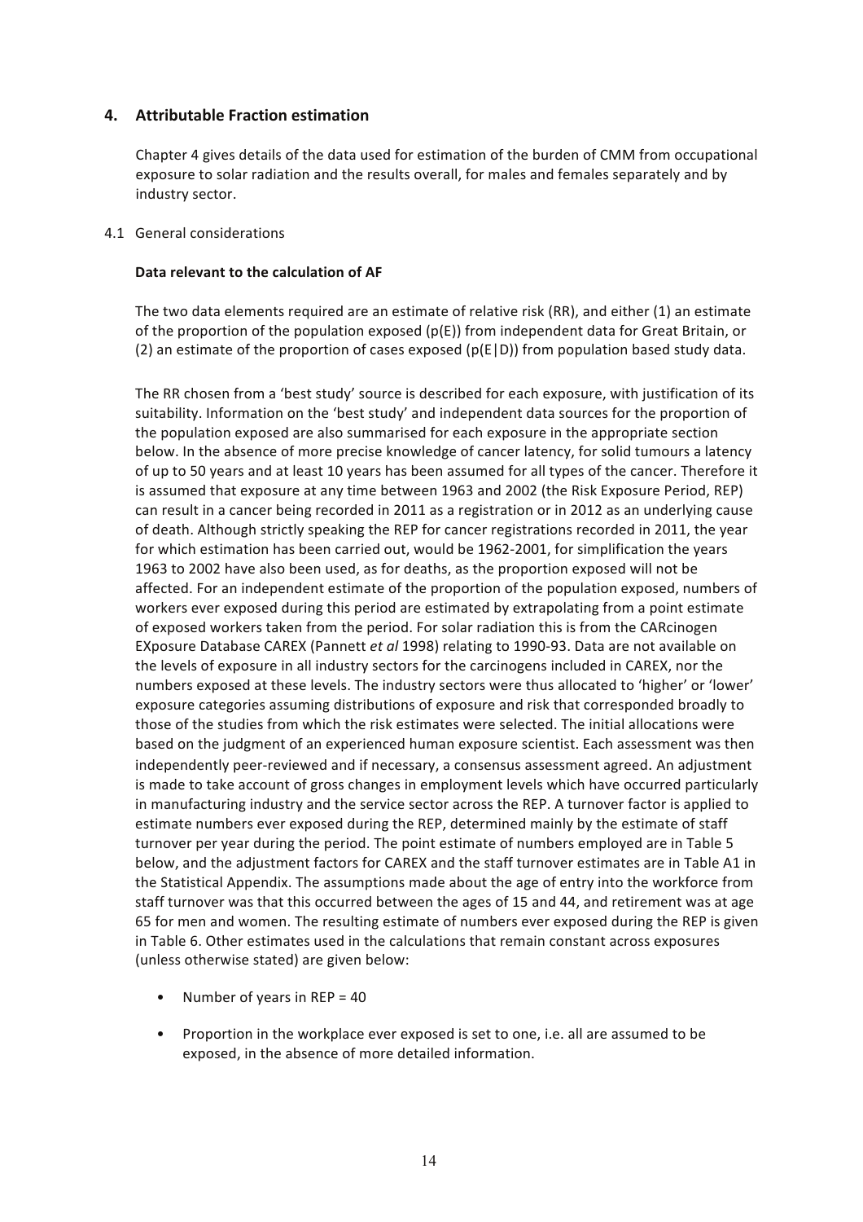## 4. Attributable Fraction estimation

Chapter 4 gives details of the data used for estimation of the burden of CMM from occupational exposure to solar radiation and the results overall, for males and females separately and by industry sector.

4.1 General considerations

**Data relevant to the calculation of AF**

The two data elements required are an estimate of relative risk (RR), and either (1) an estimate of the proportion of the population exposed (p(E)) from independent data for Great Britain, or (2) an estimate of the proportion of cases exposed (p(E|D)) from population based study data.

The RR chosen from a 'best study' source is described for each exposure, with justification of its suitability. Information on the 'best study' and independent data sources for the proportion of the population exposed are also summarised for each exposure in the appropriate section below. In the absence of more precise knowledge of cancer latency, for solid tumours a latency of up to 50 years and at least 10 years has been assumed for all types of the cancer. Therefore it is assumed that exposure at any time between 1963 and 2002 (the Risk Exposure Period, REP) can result in a cancer being recorded in 2011 as a registration or in 2012 as an underlying cause of death. Although strictly speaking the REP for cancer registrations recorded in 2011, the year for which estimation has been carried out, would be 1962-2001, for simplification the years 1963 to 2002 have also been used, as for deaths, as the proportion exposed will not be affected. For an independent estimate of the proportion of the population exposed, numbers of workers ever exposed during this period are estimated by extrapolating from a point estimate of exposed workers taken from the period. For solar radiation this is from the CARcinogen EXposure Database CAREX (Pannett *et al* 1998) relating to 1990-93. Data are not available on the levels of exposure in all industry sectors for the carcinogens included in CAREX, nor the numbers exposed at these levels. The industry sectors were thus allocated to 'higher' or 'lower' exposure categories assuming distributions of exposure and risk that corresponded broadly to those of the studies from which the risk estimates were selected. The initial allocations were based on the judgment of an experienced human exposure scientist. Each assessment was then independently peer-reviewed and if necessary, a consensus assessment agreed. An adjustment is made to take account of gross changes in employment levels which have occurred particularly in manufacturing industry and the service sector across the REP. A turnover factor is applied to estimate numbers ever exposed during the REP, determined mainly by the estimate of staff turnover per year during the period. The point estimate of numbers employed are in Table 5 below, and the adjustment factors for CAREX and the staff turnover estimates are in Table A1 in the Statistical Appendix. The assumptions made about the age of entry into the workforce from staff turnover was that this occurred between the ages of 15 and 44, and retirement was at age 65 for men and women. The resulting estimate of numbers ever exposed during the REP is given in Table 6. Other estimates used in the calculations that remain constant across exposures (unless otherwise stated) are given below:

- Number of years in REP = 40
- Proportion in the workplace ever exposed is set to one, i.e. all are assumed to be exposed, in the absence of more detailed information.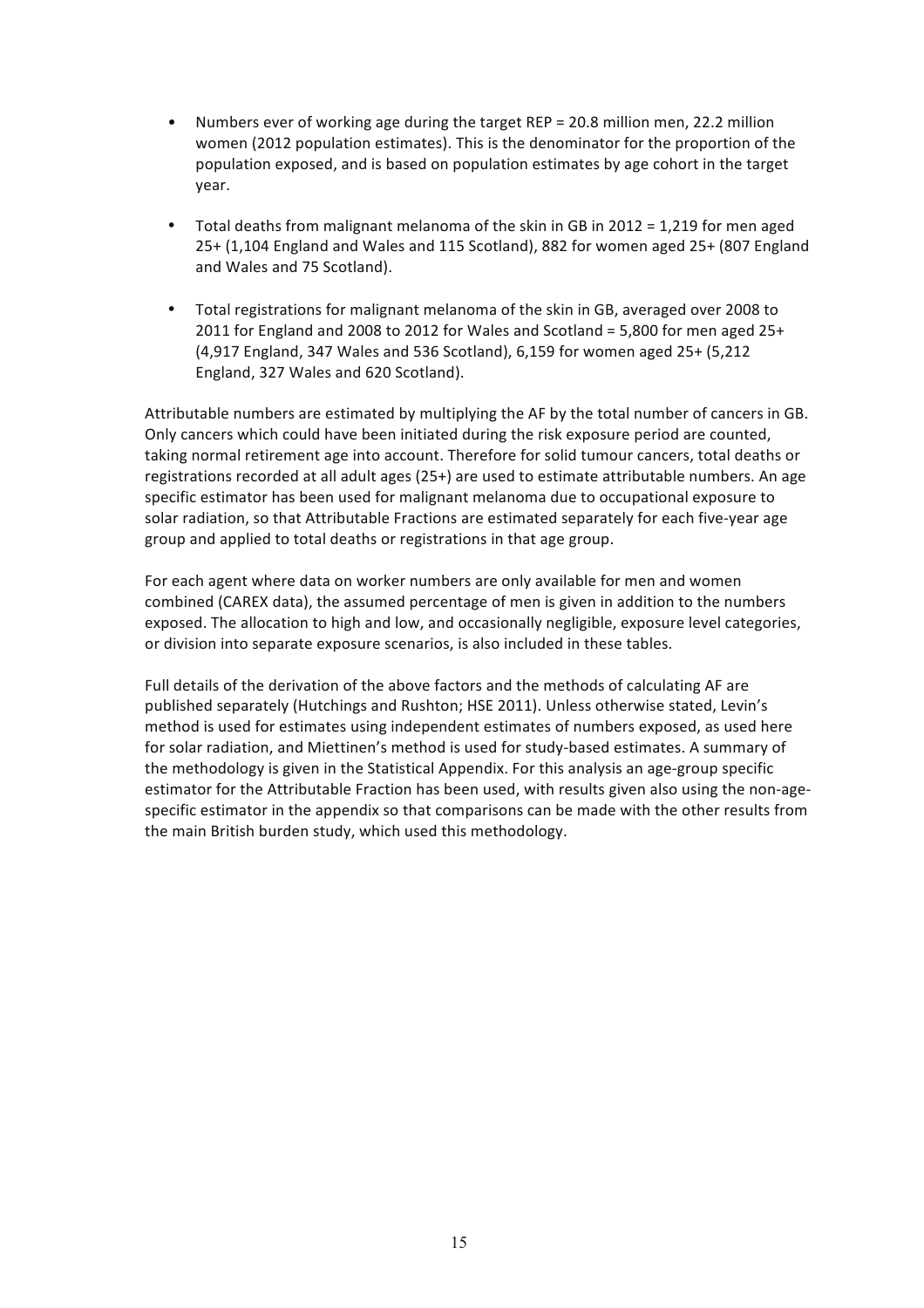- Numbers ever of working age during the target REP = 20.8 million men, 22.2 million women (2012 population estimates). This is the denominator for the proportion of the population exposed, and is based on population estimates by age cohort in the target year.

- Total deaths from malignant melanoma of the skin in GB in 2012 = 1,219 for men aged 25+ (1,104 England and Wales and 115 Scotland), 882 for women aged 25+ (807 England and Wales and 75 Scotland).

- Total registrations for malignant melanoma of the skin in GB, averaged over 2008 to 2011 for England and 2008 to 2012 for Wales and Scotland = 5,800 for men aged 25+ (4,917 England, 347 Wales and 536 Scotland), 6,159 for women aged 25+ (5,212 England, 327 Wales and 620 Scotland).

Attributable numbers are estimated by multiplying the AF by the total number of cancers in GB. Only cancers which could have been initiated during the risk exposure period are counted, taking normal retirement age into account. Therefore for solid tumour cancers, total deaths or registrations recorded at all adult ages (25+) are used to estimate attributable numbers. An age specific estimator has been used for malignant melanoma due to occupational exposure to solar radiation, so that Attributable Fractions are estimated separately for each five-year age group and applied to total deaths or registrations in that age group.

For each agent where data on worker numbers are only available for men and women combined (CAREX data), the assumed percentage of men is given in addition to the numbers exposed. The allocation to high and low, and occasionally negligible, exposure level categories, or division into separate exposure scenarios, is also included in these tables.

Full details of the derivation of the above factors and the methods of calculating AF are published separately (Hutchings and Rushton; HSE 2011). Unless otherwise stated, Levin's method is used for estimates using independent estimates of numbers exposed, as used here for solar radiation, and Miettinen's method is used for study-based estimates. A summary of the methodology is given in the Statistical Appendix. For this analysis an age-group specific estimator for the Attributable Fraction has been used, with results given also using the non-age-specific estimator in the appendix so that comparisons can be made with the other results from the main British burden study, which used this methodology.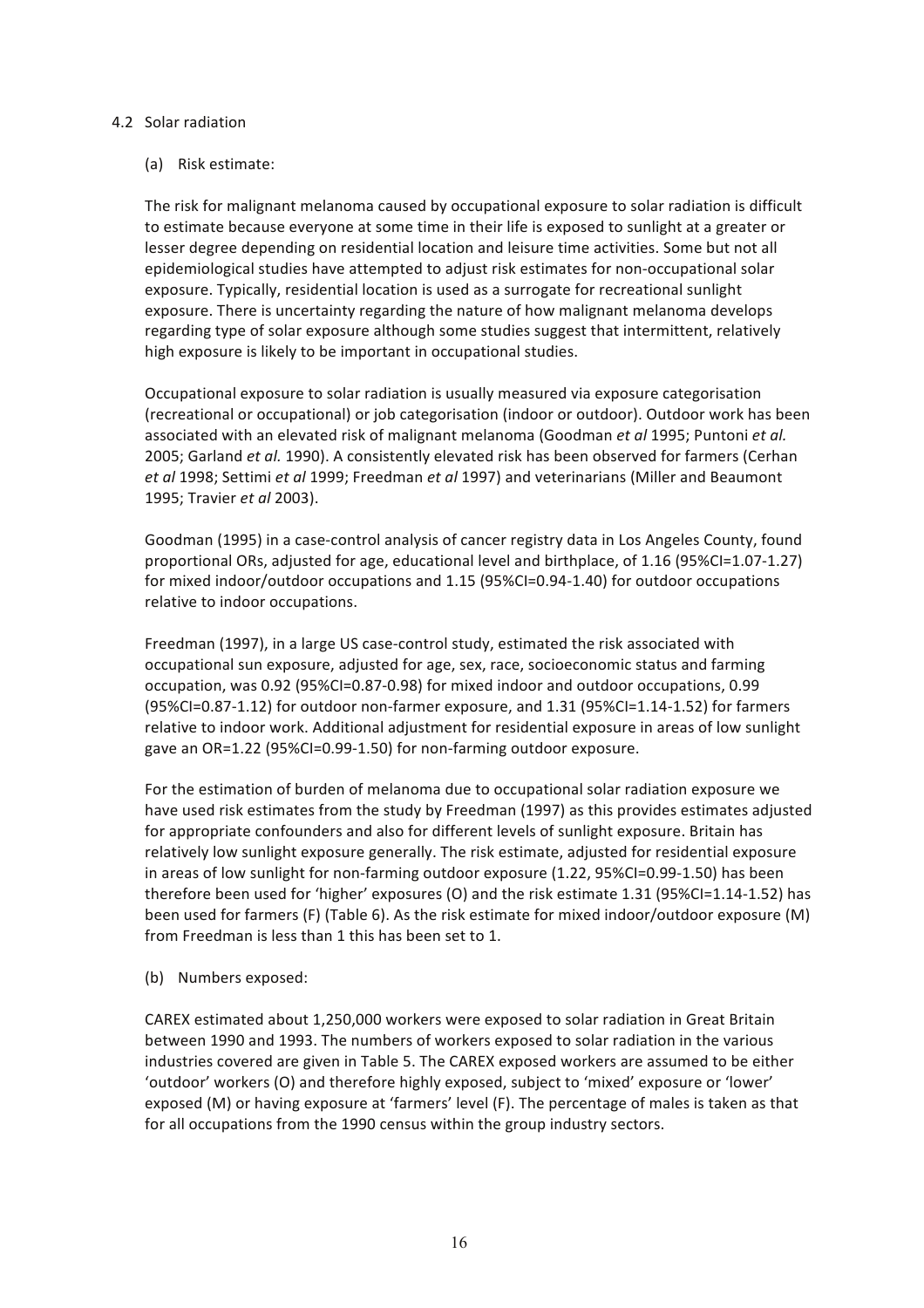## 4.2 Solar radiation

### (a) Risk estimate:

The risk for malignant melanoma caused by occupational exposure to solar radiation is difficult to estimate because everyone at some time in their life is exposed to sunlight at a greater or lesser degree depending on residential location and leisure time activities. Some but not all epidemiological studies have attempted to adjust risk estimates for non-occupational solar exposure. Typically, residential location is used as a surrogate for recreational sunlight exposure. There is uncertainty regarding the nature of how malignant melanoma develops regarding type of solar exposure although some studies suggest that intermittent, relatively high exposure is likely to be important in occupational studies.

Occupational exposure to solar radiation is usually measured via exposure categorisation (recreational or occupational) or job categorisation (indoor or outdoor). Outdoor work has been associated with an elevated risk of malignant melanoma (Goodman *et al* 1995; Puntoni *et al.* 2005; Garland *et al.* 1990). A consistently elevated risk has been observed for farmers (Cerhan *et al* 1998; Settimi *et al* 1999; Freedman *et al* 1997) and veterinarians (Miller and Beaumont 1995; Travier *et al* 2003).

Goodman (1995) in a case-control analysis of cancer registry data in Los Angeles County, found proportional ORs, adjusted for age, educational level and birthplace, of 1.16 (95%CI=1.07-1.27) for mixed indoor/outdoor occupations and 1.15 (95%CI=0.94-1.40) for outdoor occupations relative to indoor occupations.

Freedman (1997), in a large US case-control study, estimated the risk associated with occupational sun exposure, adjusted for age, sex, race, socioeconomic status and farming occupation, was 0.92 (95%CI=0.87-0.98) for mixed indoor and outdoor occupations, 0.99 (95%CI=0.87-1.12) for outdoor non-farmer exposure, and 1.31 (95%CI=1.14-1.52) for farmers relative to indoor work. Additional adjustment for residential exposure in areas of low sunlight gave an OR=1.22 (95%CI=0.99-1.50) for non-farming outdoor exposure.

For the estimation of burden of melanoma due to occupational solar radiation exposure we have used risk estimates from the study by Freedman (1997) as this provides estimates adjusted for appropriate confounders and also for different levels of sunlight exposure. Britain has relatively low sunlight exposure generally. The risk estimate, adjusted for residential exposure in areas of low sunlight for non-farming outdoor exposure (1.22, 95%CI=0.99-1.50) has been therefore been used for 'higher' exposures (O) and the risk estimate 1.31 (95%CI=1.14-1.52) has been used for farmers (F) (Table 6). As the risk estimate for mixed indoor/outdoor exposure (M) from Freedman is less than 1 this has been set to 1.

### (b) Numbers exposed:

CAREX estimated about 1,250,000 workers were exposed to solar radiation in Great Britain between 1990 and 1993. The numbers of workers exposed to solar radiation in the various industries covered are given in Table 5. The CAREX exposed workers are assumed to be either 'outdoor' workers (O) and therefore highly exposed, subject to 'mixed' exposure or 'lower' exposed (M) or having exposure at 'farmers' level (F). The percentage of males is taken as that for all occupations from the 1990 census within the group industry sectors.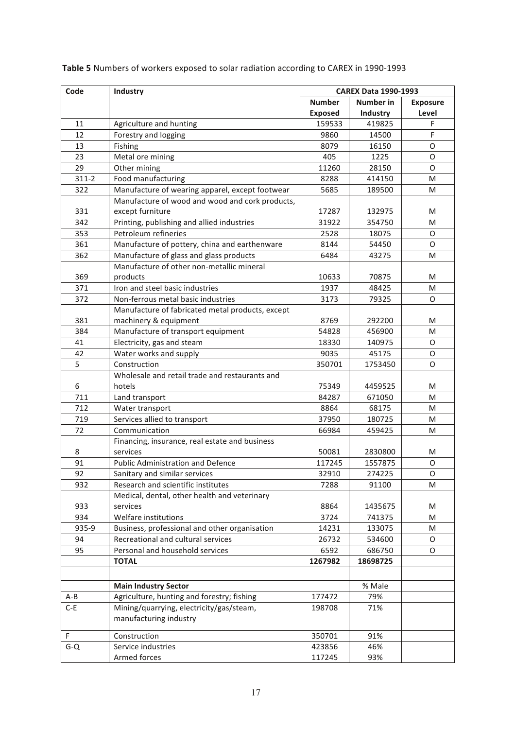**Table 5** Numbers of workers exposed to solar radiation according to CAREX in 1990-1993

| Code | Industry | CAREX Data 1990-1993 | | |
|---|---|---|---|---|
| | | Number Exposed | Number in Industry | Exposure Level |
| 11 | Agriculture and hunting | 159533 | 419825 | F |
| 12 | Forestry and logging | 9860 | 14500 | F |
| 13 | Fishing | 8079 | 16150 | O |
| 23 | Metal ore mining | 405 | 1225 | O |
| 29 | Other mining | 11260 | 28150 | O |
| 311-2 | Food manufacturing | 8288 | 414150 | M |
| 322 | Manufacture of wearing apparel, except footwear | 5685 | 189500 | M |
| 331 | Manufacture of wood and wood and cork products, except furniture | 17287 | 132975 | M |
| 342 | Printing, publishing and allied industries | 31922 | 354750 | M |
| 353 | Petroleum refineries | 2528 | 18075 | O |
| 361 | Manufacture of pottery, china and earthenware | 8144 | 54450 | O |
| 362 | Manufacture of glass and glass products | 6484 | 43275 | M |
| 369 | Manufacture of other non-metallic mineral products | 10633 | 70875 | M |
| 371 | Iron and steel basic industries | 1937 | 48425 | M |
| 372 | Non-ferrous metal basic industries | 3173 | 79325 | O |
| 381 | Manufacture of fabricated metal products, except machinery & equipment | 8769 | 292200 | M |
| 384 | Manufacture of transport equipment | 54828 | 456900 | M |
| 41 | Electricity, gas and steam | 18330 | 140975 | O |
| 42 | Water works and supply | 9035 | 45175 | O |
| 5 | Construction | 350701 | 1753450 | O |
| 6 | Wholesale and retail trade and restaurants and hotels | 75349 | 4459525 | M |
| 711 | Land transport | 84287 | 671050 | M |
| 712 | Water transport | 8864 | 68175 | M |
| 719 | Services allied to transport | 37950 | 180725 | M |
| 72 | Communication | 66984 | 459425 | M |
| 8 | Financing, insurance, real estate and business services | 50081 | 2830800 | M |
| 91 | Public Administration and Defence | 117245 | 1557875 | O |
| 92 | Sanitary and similar services | 32910 | 274225 | O |
| 932 | Research and scientific institutes | 7288 | 91100 | M |
| 933 | Medical, dental, other health and veterinary services | 8864 | 1435675 | M |
| 934 | Welfare institutions | 3724 | 741375 | M |
| 935-9 | Business, professional and other organisation | 14231 | 133075 | M |
| 94 | Recreational and cultural services | 26732 | 534600 | O |
| 95 | Personal and household services | 6592 | 686750 | O |
| | **TOTAL** | **1267982** | **18698725** | |
| | | | | |
| | **Main Industry Sector** | | % Male | |
| A-B | Agriculture, hunting and forestry; fishing | 177472 | 79% | |
| C-E | Mining/quarrying, electricity/gas/steam, manufacturing industry | 198708 | 71% | |
| F | Construction | 350701 | 91% | |
| G-Q | Service industries | 423856 | 46% | |
| | Armed forces | 117245 | 93% | |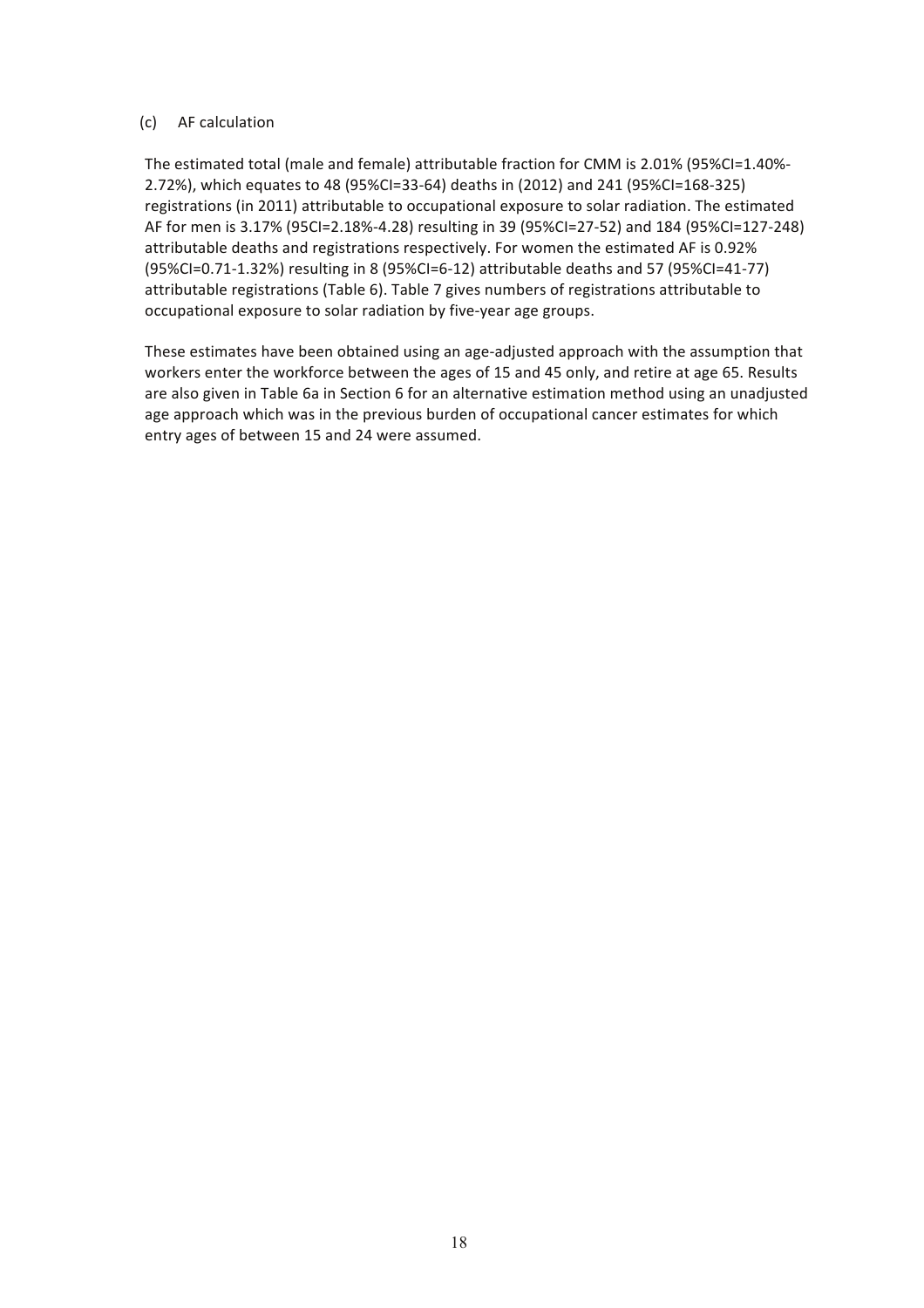(c) AF calculation

The estimated total (male and female) attributable fraction for CMM is 2.01% (95%CI=1.40%-2.72%), which equates to 48 (95%CI=33-64) deaths in (2012) and 241 (95%CI=168-325) registrations (in 2011) attributable to occupational exposure to solar radiation. The estimated AF for men is 3.17% (95CI=2.18%-4.28) resulting in 39 (95%CI=27-52) and 184 (95%CI=127-248) attributable deaths and registrations respectively. For women the estimated AF is 0.92% (95%CI=0.71-1.32%) resulting in 8 (95%CI=6-12) attributable deaths and 57 (95%CI=41-77) attributable registrations (Table 6). Table 7 gives numbers of registrations attributable to occupational exposure to solar radiation by five-year age groups.

These estimates have been obtained using an age-adjusted approach with the assumption that workers enter the workforce between the ages of 15 and 45 only, and retire at age 65. Results are also given in Table 6a in Section 6 for an alternative estimation method using an unadjusted age approach which was in the previous burden of occupational cancer estimates for which entry ages of between 15 and 24 were assumed.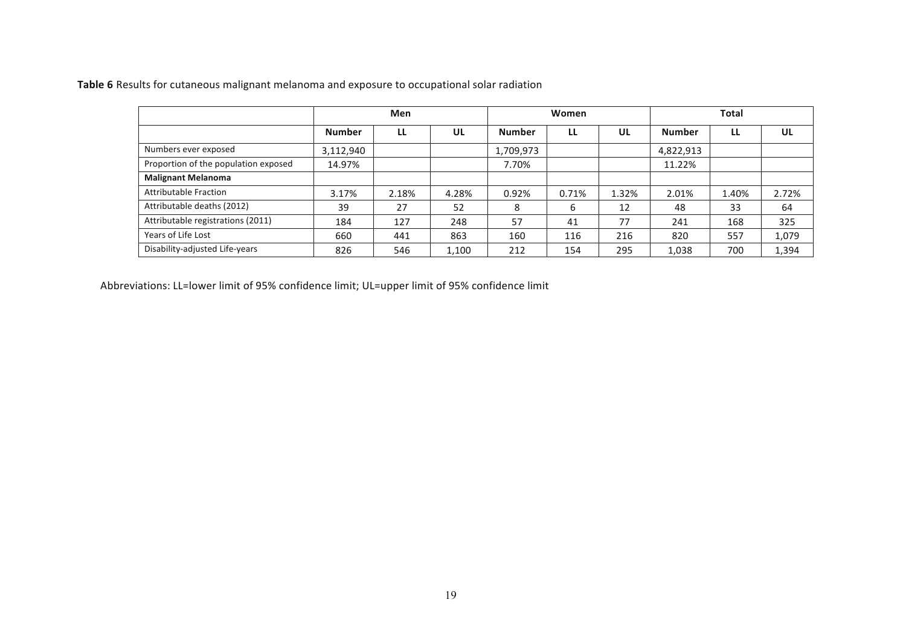**Table 6** Results for cutaneous malignant melanoma and exposure to occupational solar radiation

| | Men | | | Women | | | Total | | |
|---|---|---|---|---|---|---|---|---|---|
| | **Number** | **LL** | **UL** | **Number** | **LL** | **UL** | **Number** | **LL** | **UL** |
| Numbers ever exposed | 3,112,940 | | | 1,709,973 | | | 4,822,913 | | |
| Proportion of the population exposed | 14.97% | | | 7.70% | | | 11.22% | | |
| **Malignant Melanoma** | | | | | | | | | |
| Attributable Fraction | 3.17% | 2.18% | 4.28% | 0.92% | 0.71% | 1.32% | 2.01% | 1.40% | 2.72% |
| Attributable deaths (2012) | 39 | 27 | 52 | 8 | 6 | 12 | 48 | 33 | 64 |
| Attributable registrations (2011) | 184 | 127 | 248 | 57 | 41 | 77 | 241 | 168 | 325 |
| Years of Life Lost | 660 | 441 | 863 | 160 | 116 | 216 | 820 | 557 | 1,079 |
| Disability-adjusted Life-years | 826 | 546 | 1,100 | 212 | 154 | 295 | 1,038 | 700 | 1,394 |

Abbreviations: LL=lower limit of 95% confidence limit; UL=upper limit of 95% confidence limit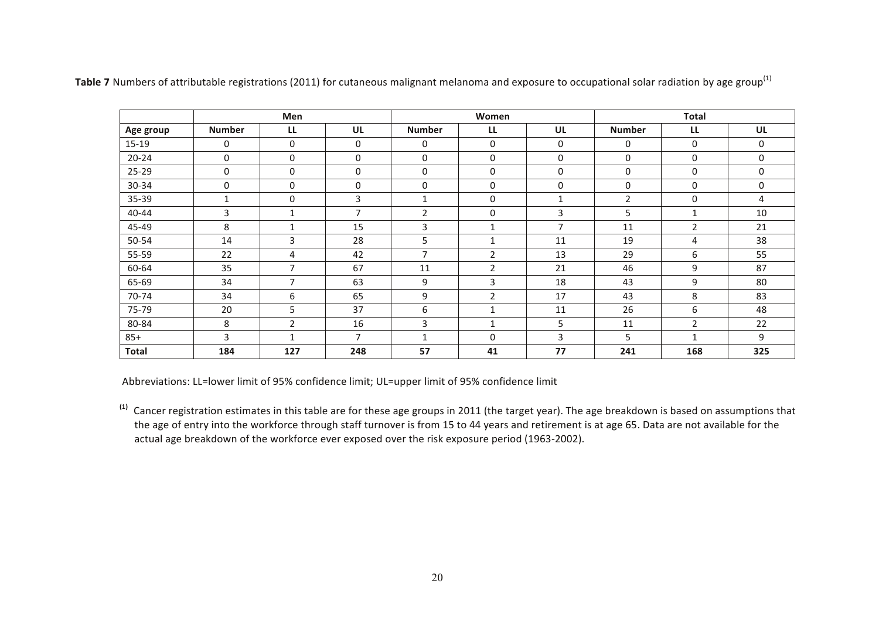**Table 7** Numbers of attributable registrations (2011) for cutaneous malignant melanoma and exposure to occupational solar radiation by age group[1]

| | Men | | | Women | | | Total | | |
|---|---|---|---|---|---|---|---|---|---|
| **Age group** | **Number** | **LL** | **UL** | **Number** | **LL** | **UL** | **Number** | **LL** | **UL** |
| 15-19 | 0 | 0 | 0 | 0 | 0 | 0 | 0 | 0 | 0 |
| 20-24 | 0 | 0 | 0 | 0 | 0 | 0 | 0 | 0 | 0 |
| 25-29 | 0 | 0 | 0 | 0 | 0 | 0 | 0 | 0 | 0 |
| 30-34 | 0 | 0 | 0 | 0 | 0 | 0 | 0 | 0 | 0 |
| 35-39 | 1 | 0 | 3 | 1 | 0 | 1 | 2 | 0 | 4 |
| 40-44 | 3 | 1 | 7 | 2 | 0 | 3 | 5 | 1 | 10 |
| 45-49 | 8 | 1 | 15 | 3 | 1 | 7 | 11 | 2 | 21 |
| 50-54 | 14 | 3 | 28 | 5 | 1 | 11 | 19 | 4 | 38 |
| 55-59 | 22 | 4 | 42 | 7 | 2 | 13 | 29 | 6 | 55 |
| 60-64 | 35 | 7 | 67 | 11 | 2 | 21 | 46 | 9 | 87 |
| 65-69 | 34 | 7 | 63 | 9 | 3 | 18 | 43 | 9 | 80 |
| 70-74 | 34 | 6 | 65 | 9 | 2 | 17 | 43 | 8 | 83 |
| 75-79 | 20 | 5 | 37 | 6 | 1 | 11 | 26 | 6 | 48 |
| 80-84 | 8 | 2 | 16 | 3 | 1 | 5 | 11 | 2 | 22 |
| 85+ | 3 | 1 | 7 | 1 | 0 | 3 | 5 | 1 | 9 |
| **Total** | **184** | **127** | **248** | **57** | **41** | **77** | **241** | **168** | **325** |

Abbreviations: LL=lower limit of 95% confidence limit; UL=upper limit of 95% confidence limit

[1] Cancer registration estimates in this table are for these age groups in 2011 (the target year). The age breakdown is based on assumptions that the age of entry into the workforce through staff turnover is from 15 to 44 years and retirement is at age 65. Data are not available for the actual age breakdown of the workforce ever exposed over the risk exposure period (1963-2002).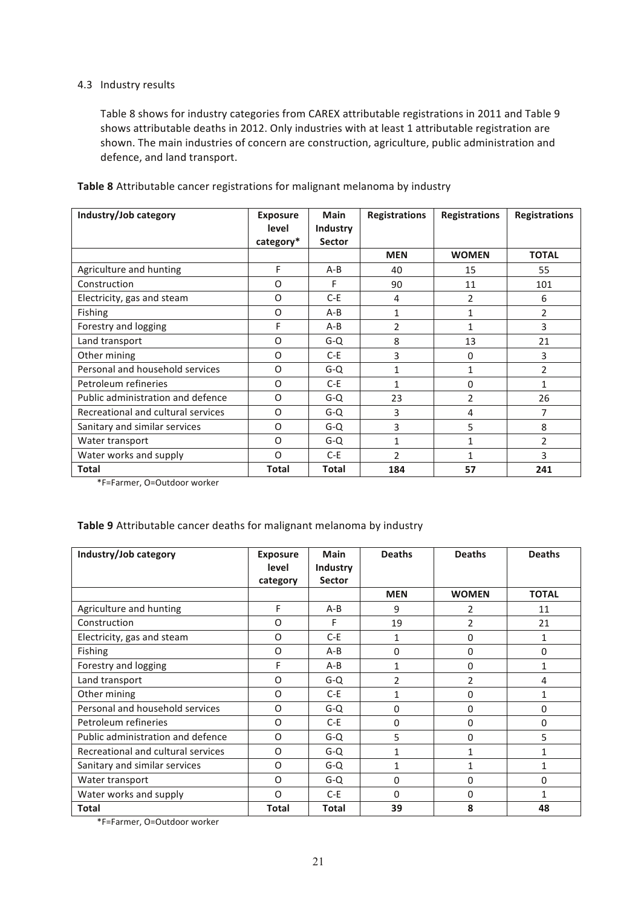### 4.3 Industry results

Table 8 shows for industry categories from CAREX attributable registrations in 2011 and Table 9 shows attributable deaths in 2012. Only industries with at least 1 attributable registration are shown. The main industries of concern are construction, agriculture, public administration and defence, and land transport.

**Table 8** Attributable cancer registrations for malignant melanoma by industry

| Industry/Job category | Exposure level category* | Main Industry Sector | Registrations | Registrations | Registrations |
|---|---|---|---|---|---|
| | | | **MEN** | **WOMEN** | **TOTAL** |
| Agriculture and hunting | F | A-B | 40 | 15 | 55 |
| Construction | O | F | 90 | 11 | 101 |
| Electricity, gas and steam | O | C-E | 4 | 2 | 6 |
| Fishing | O | A-B | 1 | 1 | 2 |
| Forestry and logging | F | A-B | 2 | 1 | 3 |
| Land transport | O | G-Q | 8 | 13 | 21 |
| Other mining | O | C-E | 3 | 0 | 3 |
| Personal and household services | O | G-Q | 1 | 1 | 2 |
| Petroleum refineries | O | C-E | 1 | 0 | 1 |
| Public administration and defence | O | G-Q | 23 | 2 | 26 |
| Recreational and cultural services | O | G-Q | 3 | 4 | 7 |
| Sanitary and similar services | O | G-Q | 3 | 5 | 8 |
| Water transport | O | G-Q | 1 | 1 | 2 |
| Water works and supply | O | C-E | 2 | 1 | 3 |
| **Total** | **Total** | **Total** | **184** | **57** | **241** |

*F=Farmer, O=Outdoor worker

**Table 9** Attributable cancer deaths for malignant melanoma by industry

| Industry/Job category | Exposure level category | Main Industry Sector | Deaths | Deaths | Deaths |
|---|---|---|---|---|---|
| | | | **MEN** | **WOMEN** | **TOTAL** |
| Agriculture and hunting | F | A-B | 9 | 2 | 11 |
| Construction | O | F | 19 | 2 | 21 |
| Electricity, gas and steam | O | C-E | 1 | 0 | 1 |
| Fishing | O | A-B | 0 | 0 | 0 |
| Forestry and logging | F | A-B | 1 | 0 | 1 |
| Land transport | O | G-Q | 2 | 2 | 4 |
| Other mining | O | C-E | 1 | 0 | 1 |
| Personal and household services | O | G-Q | 0 | 0 | 0 |
| Petroleum refineries | O | C-E | 0 | 0 | 0 |
| Public administration and defence | O | G-Q | 5 | 0 | 5 |
| Recreational and cultural services | O | G-Q | 1 | 1 | 1 |
| Sanitary and similar services | O | G-Q | 1 | 1 | 1 |
| Water transport | O | G-Q | 0 | 0 | 0 |
| Water works and supply | O | C-E | 0 | 0 | 1 |
| **Total** | **Total** | **Total** | **39** | **8** | **48** |

*F=Farmer, O=Outdoor worker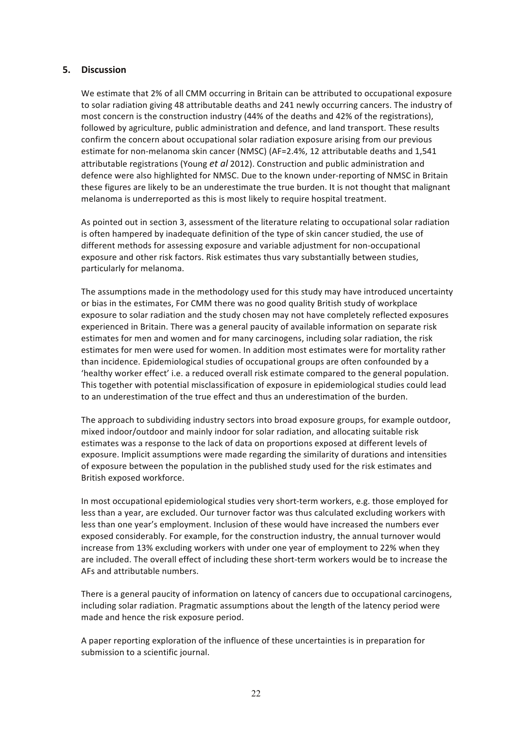## 5. Discussion

We estimate that 2% of all CMM occurring in Britain can be attributed to occupational exposure to solar radiation giving 48 attributable deaths and 241 newly occurring cancers. The industry of most concern is the construction industry (44% of the deaths and 42% of the registrations), followed by agriculture, public administration and defence, and land transport. These results confirm the concern about occupational solar radiation exposure arising from our previous estimate for non-melanoma skin cancer (NMSC) (AF=2.4%, 12 attributable deaths and 1,541 attributable registrations (Young *et al* 2012). Construction and public administration and defence were also highlighted for NMSC. Due to the known under-reporting of NMSC in Britain these figures are likely to be an underestimate the true burden. It is not thought that malignant melanoma is underreported as this is most likely to require hospital treatment.

As pointed out in section 3, assessment of the literature relating to occupational solar radiation is often hampered by inadequate definition of the type of skin cancer studied, the use of different methods for assessing exposure and variable adjustment for non-occupational exposure and other risk factors. Risk estimates thus vary substantially between studies, particularly for melanoma.

The assumptions made in the methodology used for this study may have introduced uncertainty or bias in the estimates, For CMM there was no good quality British study of workplace exposure to solar radiation and the study chosen may not have completely reflected exposures experienced in Britain. There was a general paucity of available information on separate risk estimates for men and women and for many carcinogens, including solar radiation, the risk estimates for men were used for women. In addition most estimates were for mortality rather than incidence. Epidemiological studies of occupational groups are often confounded by a 'healthy worker effect' i.e. a reduced overall risk estimate compared to the general population. This together with potential misclassification of exposure in epidemiological studies could lead to an underestimation of the true effect and thus an underestimation of the burden.

The approach to subdividing industry sectors into broad exposure groups, for example outdoor, mixed indoor/outdoor and mainly indoor for solar radiation, and allocating suitable risk estimates was a response to the lack of data on proportions exposed at different levels of exposure. Implicit assumptions were made regarding the similarity of durations and intensities of exposure between the population in the published study used for the risk estimates and British exposed workforce.

In most occupational epidemiological studies very short-term workers, e.g. those employed for less than a year, are excluded. Our turnover factor was thus calculated excluding workers with less than one year's employment. Inclusion of these would have increased the numbers ever exposed considerably. For example, for the construction industry, the annual turnover would increase from 13% excluding workers with under one year of employment to 22% when they are included. The overall effect of including these short-term workers would be to increase the AFs and attributable numbers.

There is a general paucity of information on latency of cancers due to occupational carcinogens, including solar radiation. Pragmatic assumptions about the length of the latency period were made and hence the risk exposure period.

A paper reporting exploration of the influence of these uncertainties is in preparation for submission to a scientific journal.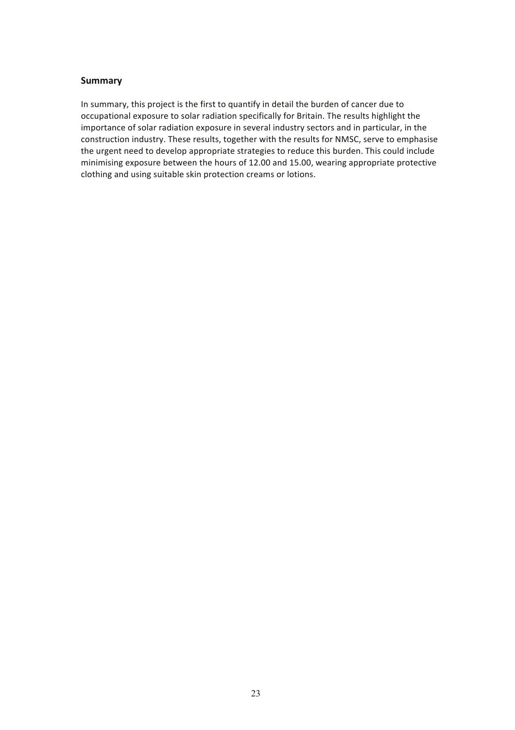## Summary

In summary, this project is the first to quantify in detail the burden of cancer due to occupational exposure to solar radiation specifically for Britain. The results highlight the importance of solar radiation exposure in several industry sectors and in particular, in the construction industry. These results, together with the results for NMSC, serve to emphasise the urgent need to develop appropriate strategies to reduce this burden. This could include minimising exposure between the hours of 12.00 and 15.00, wearing appropriate protective clothing and using suitable skin protection creams or lotions.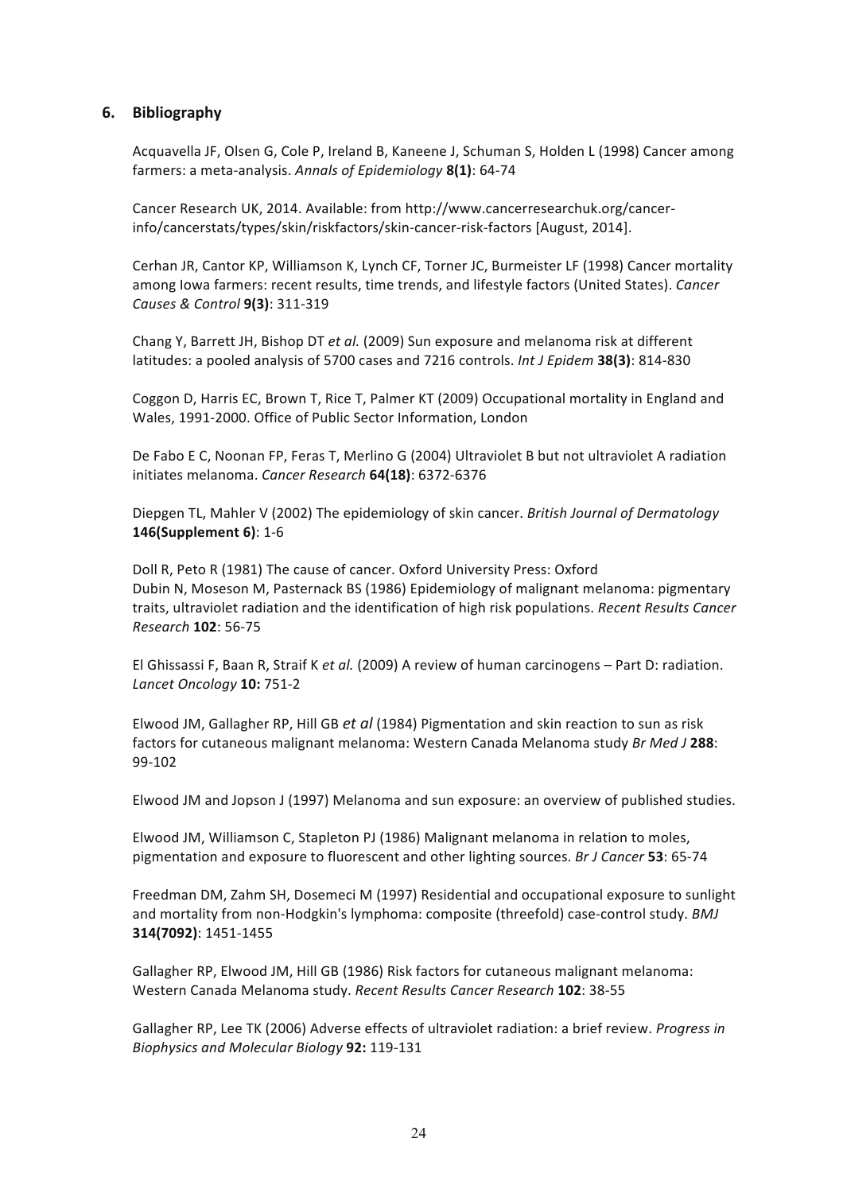## 6. Bibliography

Acquavella JF, Olsen G, Cole P, Ireland B, Kaneene J, Schuman S, Holden L (1998) Cancer among farmers: a meta-analysis. *Annals of Epidemiology* **8(1)**: 64-74

Cancer Research UK, 2014. Available: from http://www.cancerresearchuk.org/cancer-info/cancerstats/types/skin/riskfactors/skin-cancer-risk-factors [August, 2014].

Cerhan JR, Cantor KP, Williamson K, Lynch CF, Torner JC, Burmeister LF (1998) Cancer mortality among Iowa farmers: recent results, time trends, and lifestyle factors (United States). *Cancer Causes & Control* **9(3)**: 311-319

Chang Y, Barrett JH, Bishop DT *et al.* (2009) Sun exposure and melanoma risk at different latitudes: a pooled analysis of 5700 cases and 7216 controls. *Int J Epidem* **38(3)**: 814-830

Coggon D, Harris EC, Brown T, Rice T, Palmer KT (2009) Occupational mortality in England and Wales, 1991-2000. Office of Public Sector Information, London

De Fabo E C, Noonan FP, Feras T, Merlino G (2004) Ultraviolet B but not ultraviolet A radiation initiates melanoma. *Cancer Research* **64(18)**: 6372-6376

Diepgen TL, Mahler V (2002) The epidemiology of skin cancer. *British Journal of Dermatology* **146(Supplement 6)**: 1-6

Doll R, Peto R (1981) The cause of cancer. Oxford University Press: Oxford

Dubin N, Moseson M, Pasternack BS (1986) Epidemiology of malignant melanoma: pigmentary traits, ultraviolet radiation and the identification of high risk populations. *Recent Results Cancer Research* **102**: 56-75

El Ghissassi F, Baan R, Straif K *et al.* (2009) A review of human carcinogens – Part D: radiation. *Lancet Oncology* **10:** 751-2

Elwood JM, Gallagher RP, Hill GB *et al* (1984) Pigmentation and skin reaction to sun as risk factors for cutaneous malignant melanoma: Western Canada Melanoma study *Br Med J* **288**: 99-102

Elwood JM and Jopson J (1997) Melanoma and sun exposure: an overview of published studies.

Elwood JM, Williamson C, Stapleton PJ (1986) Malignant melanoma in relation to moles, pigmentation and exposure to fluorescent and other lighting sources. *Br J Cancer* **53**: 65-74

Freedman DM, Zahm SH, Dosemeci M (1997) Residential and occupational exposure to sunlight and mortality from non-Hodgkin's lymphoma: composite (threefold) case-control study. *BMJ* **314(7092)**: 1451-1455

Gallagher RP, Elwood JM, Hill GB (1986) Risk factors for cutaneous malignant melanoma: Western Canada Melanoma study. *Recent Results Cancer Research* **102**: 38-55

Gallagher RP, Lee TK (2006) Adverse effects of ultraviolet radiation: a brief review. *Progress in Biophysics and Molecular Biology* **92:** 119-131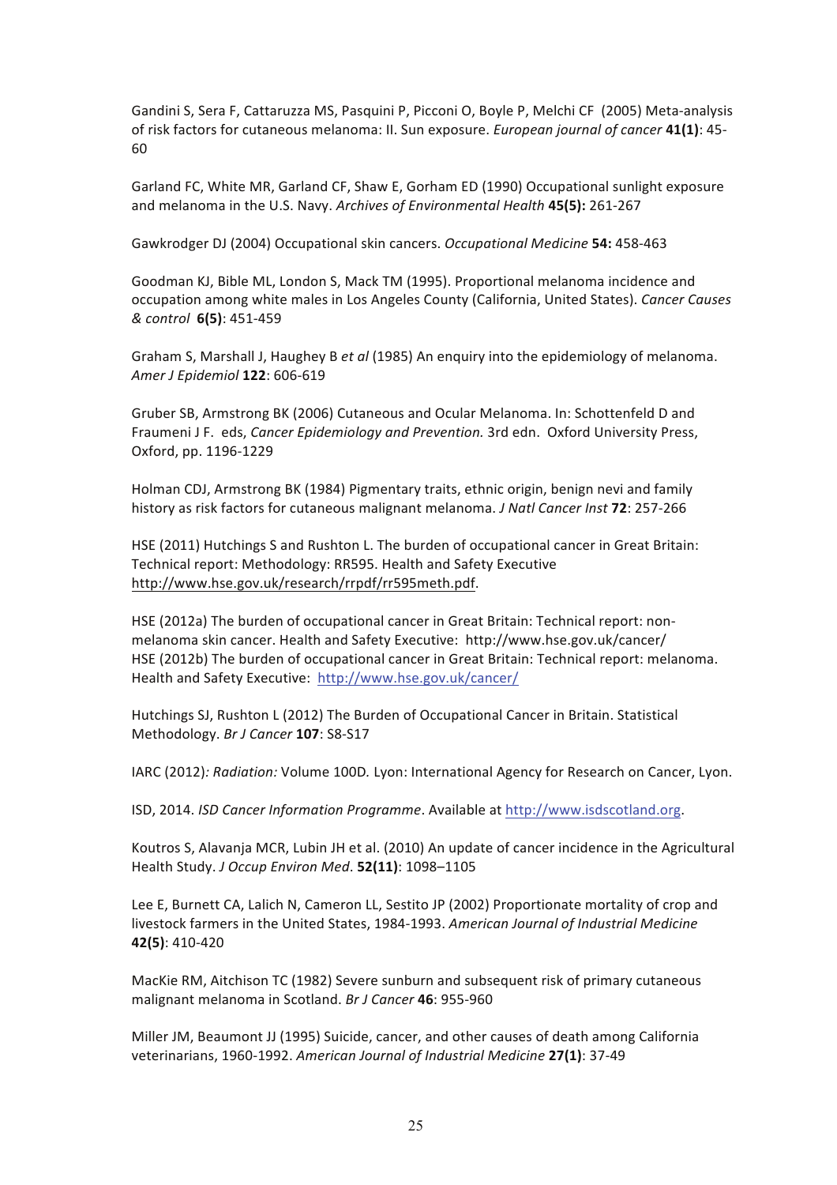Gandini S, Sera F, Cattaruzza MS, Pasquini P, Picconi O, Boyle P, Melchi CF (2005) Meta-analysis of risk factors for cutaneous melanoma: II. Sun exposure. *European journal of cancer* **41(1)**: 45-60

Garland FC, White MR, Garland CF, Shaw E, Gorham ED (1990) Occupational sunlight exposure and melanoma in the U.S. Navy. *Archives of Environmental Health* **45(5):** 261-267

Gawkrodger DJ (2004) Occupational skin cancers. *Occupational Medicine* **54:** 458-463

Goodman KJ, Bible ML, London S, Mack TM (1995). Proportional melanoma incidence and occupation among white males in Los Angeles County (California, United States). *Cancer Causes & control* **6(5)**: 451-459

Graham S, Marshall J, Haughey B *et al* (1985) An enquiry into the epidemiology of melanoma. *Amer J Epidemiol* **122**: 606-619

Gruber SB, Armstrong BK (2006) Cutaneous and Ocular Melanoma. In: Schottenfeld D and Fraumeni J F. eds, *Cancer Epidemiology and Prevention.* 3rd edn. Oxford University Press, Oxford, pp. 1196-1229

Holman CDJ, Armstrong BK (1984) Pigmentary traits, ethnic origin, benign nevi and family history as risk factors for cutaneous malignant melanoma. *J Natl Cancer Inst* **72**: 257-266

HSE (2011) Hutchings S and Rushton L. The burden of occupational cancer in Great Britain: Technical report: Methodology: RR595. Health and Safety Executive http://www.hse.gov.uk/research/rrpdf/rr595meth.pdf.

HSE (2012a) The burden of occupational cancer in Great Britain: Technical report: non-melanoma skin cancer. Health and Safety Executive: http://www.hse.gov.uk/cancer/
HSE (2012b) The burden of occupational cancer in Great Britain: Technical report: melanoma. Health and Safety Executive: http://www.hse.gov.uk/cancer/

Hutchings SJ, Rushton L (2012) The Burden of Occupational Cancer in Britain. Statistical Methodology. *Br J Cancer* **107**: S8-S17

IARC (2012)*: Radiation:* Volume 100D*.* Lyon: International Agency for Research on Cancer, Lyon.

ISD, 2014. *ISD Cancer Information Programme*. Available at http://www.isdscotland.org.

Koutros S, Alavanja MCR, Lubin JH et al. (2010) An update of cancer incidence in the Agricultural Health Study. *J Occup Environ Med*. **52(11)**: 1098–1105

Lee E, Burnett CA, Lalich N, Cameron LL, Sestito JP (2002) Proportionate mortality of crop and livestock farmers in the United States, 1984-1993. *American Journal of Industrial Medicine* **42(5)**: 410-420

MacKie RM, Aitchison TC (1982) Severe sunburn and subsequent risk of primary cutaneous malignant melanoma in Scotland. *Br J Cancer* **46**: 955-960

Miller JM, Beaumont JJ (1995) Suicide, cancer, and other causes of death among California veterinarians, 1960-1992. *American Journal of Industrial Medicine* **27(1)**: 37-49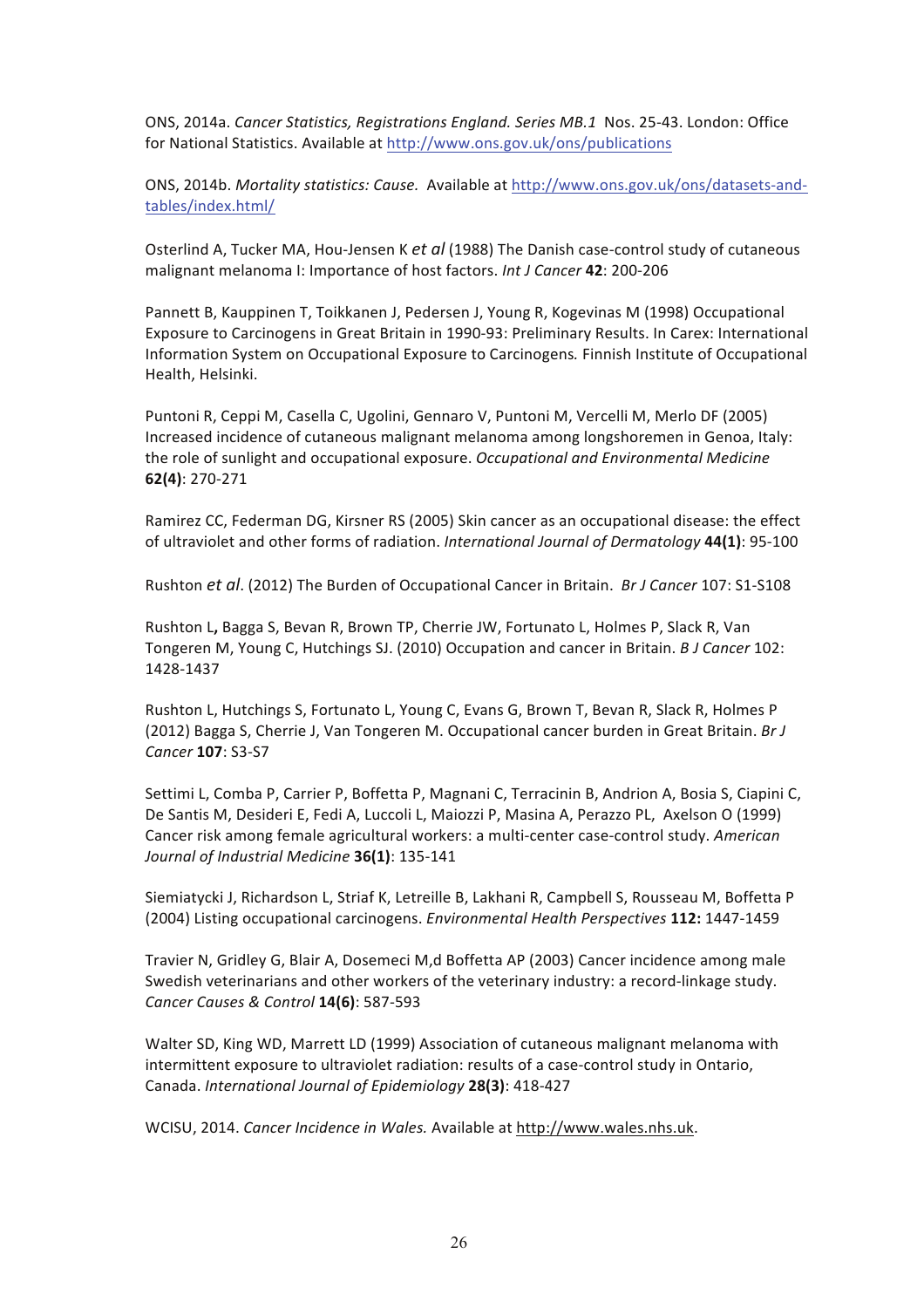ONS, 2014a. *Cancer Statistics, Registrations England. Series MB.1* Nos. 25-43. London: Office for National Statistics. Available at http://www.ons.gov.uk/ons/publications

ONS, 2014b. *Mortality statistics: Cause.* Available at http://www.ons.gov.uk/ons/datasets-and-tables/index.html/

Osterlind A, Tucker MA, Hou-Jensen K *et al* (1988) The Danish case-control study of cutaneous malignant melanoma I: Importance of host factors. *Int J Cancer* **42**: 200-206

Pannett B, Kauppinen T, Toikkanen J, Pedersen J, Young R, Kogevinas M (1998) Occupational Exposure to Carcinogens in Great Britain in 1990-93: Preliminary Results. In Carex: International Information System on Occupational Exposure to Carcinogens*.* Finnish Institute of Occupational Health, Helsinki.

Puntoni R, Ceppi M, Casella C, Ugolini, Gennaro V, Puntoni M, Vercelli M, Merlo DF (2005) Increased incidence of cutaneous malignant melanoma among longshoremen in Genoa, Italy: the role of sunlight and occupational exposure. *Occupational and Environmental Medicine* **62(4)**: 270-271

Ramirez CC, Federman DG, Kirsner RS (2005) Skin cancer as an occupational disease: the effect of ultraviolet and other forms of radiation. *International Journal of Dermatology* **44(1)**: 95-100

Rushton *et al*. (2012) The Burden of Occupational Cancer in Britain. *Br J Cancer* 107: S1-S108

Rushton L**,** Bagga S, Bevan R, Brown TP, Cherrie JW, Fortunato L, Holmes P, Slack R, Van Tongeren M, Young C, Hutchings SJ. (2010) Occupation and cancer in Britain. *B J Cancer* 102: 1428-1437

Rushton L, Hutchings S, Fortunato L, Young C, Evans G, Brown T, Bevan R, Slack R, Holmes P (2012) Bagga S, Cherrie J, Van Tongeren M. Occupational cancer burden in Great Britain. *Br J Cancer* **107**: S3-S7

Settimi L, Comba P, Carrier P, Boffetta P, Magnani C, Terracinin B, Andrion A, Bosia S, Ciapini C, De Santis M, Desideri E, Fedi A, Luccoli L, Maiozzi P, Masina A, Perazzo PL, Axelson O (1999) Cancer risk among female agricultural workers: a multi-center case-control study. *American Journal of Industrial Medicine* **36(1)**: 135-141

Siemiatycki J, Richardson L, Striaf K, Letreille B, Lakhani R, Campbell S, Rousseau M, Boffetta P (2004) Listing occupational carcinogens. *Environmental Health Perspectives* **112:** 1447-1459

Travier N, Gridley G, Blair A, Dosemeci M,d Boffetta AP (2003) Cancer incidence among male Swedish veterinarians and other workers of the veterinary industry: a record-linkage study. *Cancer Causes & Control* **14(6)**: 587-593

Walter SD, King WD, Marrett LD (1999) Association of cutaneous malignant melanoma with intermittent exposure to ultraviolet radiation: results of a case-control study in Ontario, Canada. *International Journal of Epidemiology* **28(3)**: 418-427

WCISU, 2014. *Cancer Incidence in Wales.* Available at http://www.wales.nhs.uk.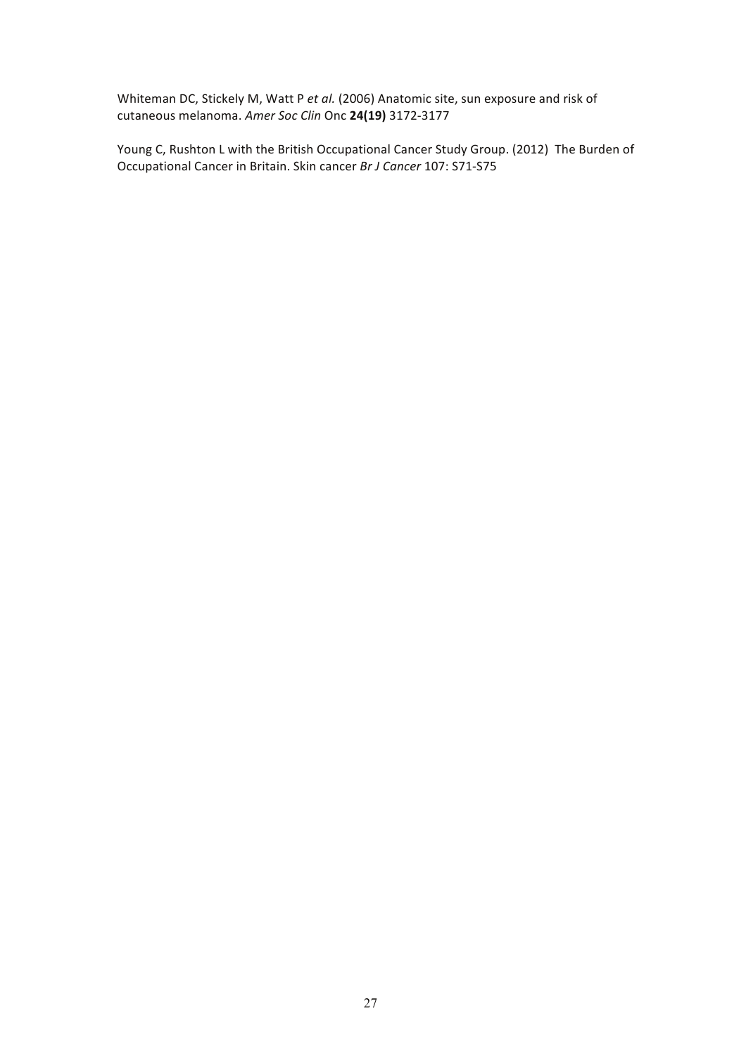Whiteman DC, Stickely M, Watt P *et al.* (2006) Anatomic site, sun exposure and risk of cutaneous melanoma. *Amer Soc Clin* Onc **24(19)** 3172-3177

Young C, Rushton L with the British Occupational Cancer Study Group. (2012) The Burden of Occupational Cancer in Britain. Skin cancer *Br J Cancer* 107: S71-S75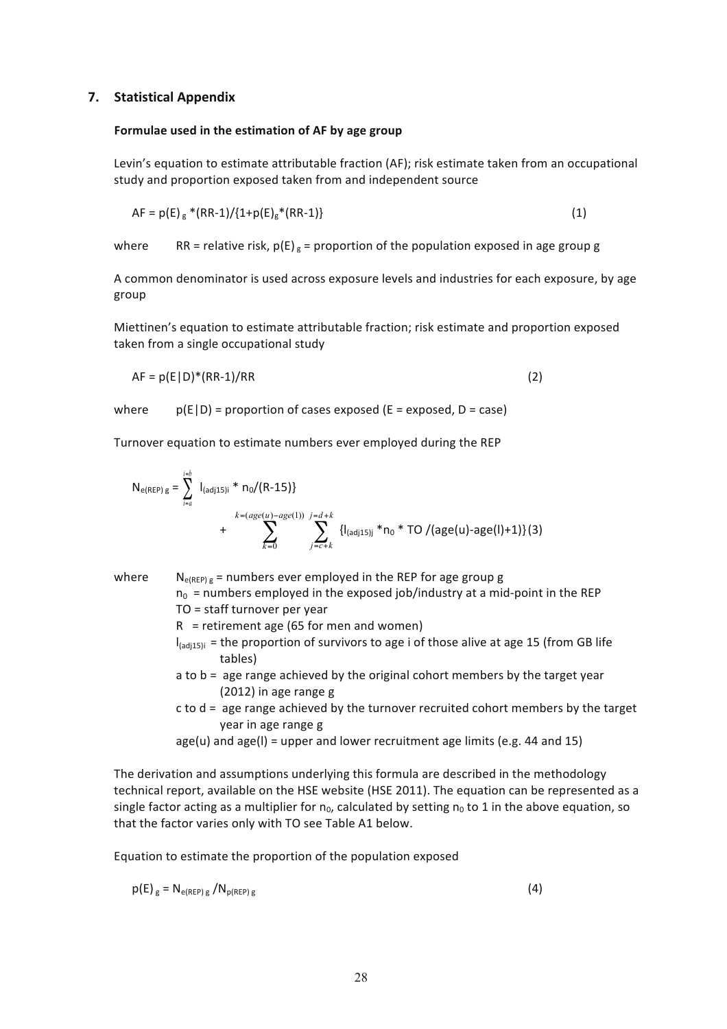## 7. Statistical Appendix

**Formulae used in the estimation of AF by age group**

Levin's equation to estimate attributable fraction (AF); risk estimate taken from an occupational study and proportion exposed taken from and independent source

$$AF = p(E)_g * (RR-1)/\{1+p(E)_g*(RR-1)\} \qquad (1)$$

where RR = relative risk, $p(E)_g$ = proportion of the population exposed in age group g

A common denominator is used across exposure levels and industries for each exposure, by age group

Miettinen's equation to estimate attributable fraction; risk estimate and proportion exposed taken from a single occupational study

$$AF = p(E|D)*(RR-1)/RR \qquad (2)$$

where $p(E|D)$ = proportion of cases exposed (E = exposed, D = case)

Turnover equation to estimate numbers ever employed during the REP

$$N_{e(REP)\,g} = \sum_{i=a}^{i=b} l_{(adj15)i} * n_0/(R-15)\} + \sum_{k=0}^{k=(age(u)-age(l))} \sum_{j=c+k}^{j=d+k} \{l_{(adj15)j} * n_0 * TO/(age(u)-age(l)+1)\} \qquad (3)$$

where $N_{e(REP)\,g}$ = numbers ever employed in the REP for age group g
$n_0$ = numbers employed in the exposed job/industry at a mid-point in the REP
TO = staff turnover per year
R = retirement age (65 for men and women)
$l_{(adj15)i}$ = the proportion of survivors to age i of those alive at age 15 (from GB life tables)
a to b = age range achieved by the original cohort members by the target year (2012) in age range g
c to d = age range achieved by the turnover recruited cohort members by the target year in age range g
age(u) and age(l) = upper and lower recruitment age limits (e.g. 44 and 15)

The derivation and assumptions underlying this formula are described in the methodology technical report, available on the HSE website (HSE 2011). The equation can be represented as a single factor acting as a multiplier for $n_0$, calculated by setting $n_0$ to 1 in the above equation, so that the factor varies only with TO see Table A1 below.

Equation to estimate the proportion of the population exposed

$$p(E)_g = N_{e(REP)\,g} / N_{p(REP)\,g} \qquad (4)$$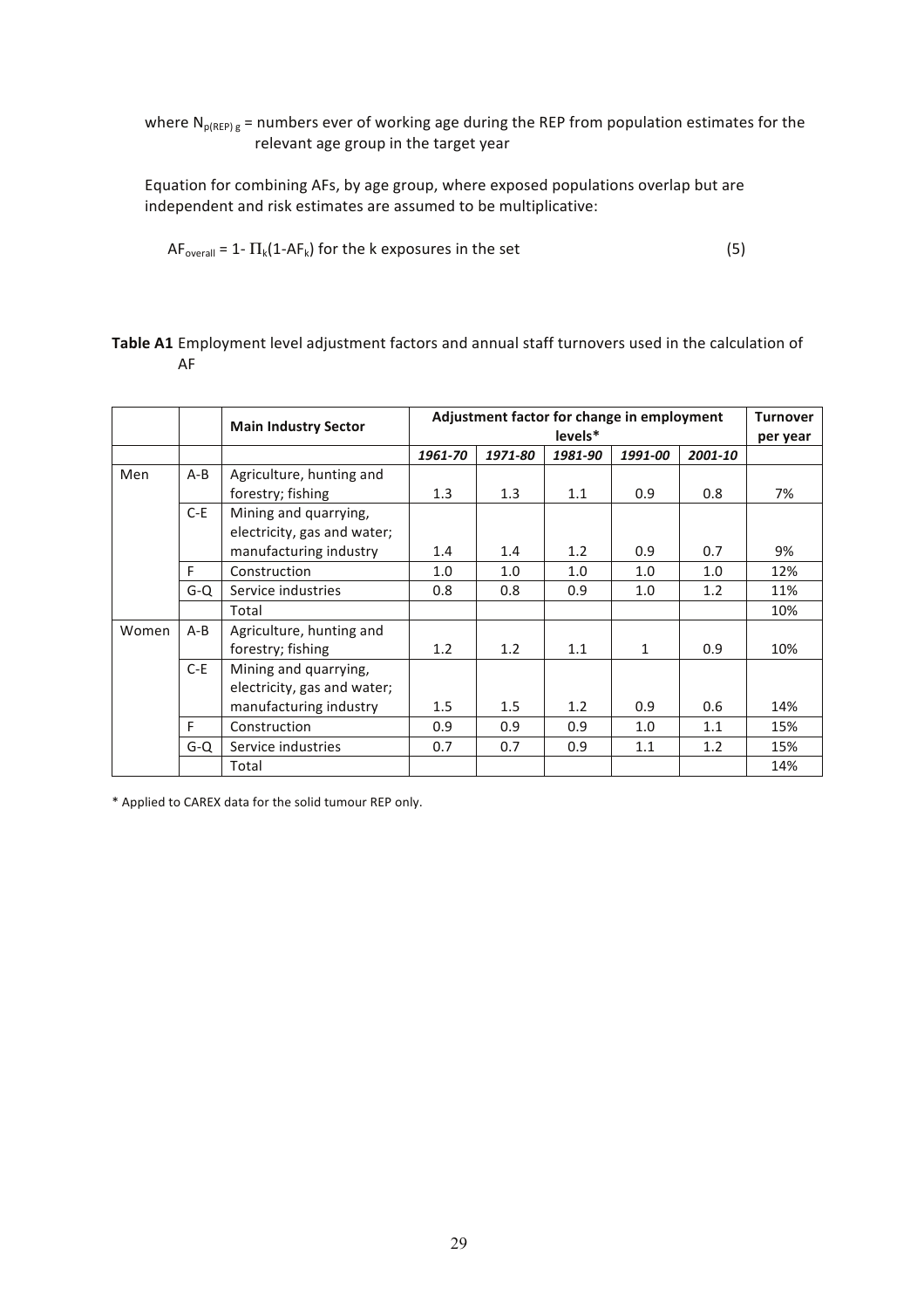where $N_{p(REP)\,g}$ = numbers ever of working age during the REP from population estimates for the relevant age group in the target year

Equation for combining AFs, by age group, where exposed populations overlap but are independent and risk estimates are assumed to be multiplicative:

$$AF_{overall} = 1 - \Pi_k(1-AF_k) \text{ for the k exposures in the set} \tag{5}$$

**Table A1** Employment level adjustment factors and annual staff turnovers used in the calculation of AF

| | | Main Industry Sector | Adjustment factor for change in employment levels* | | | | | Turnover per year |
|---|---|---|---|---|---|---|---|---|
| | | | *1961-70* | *1971-80* | *1981-90* | *1991-00* | *2001-10* | |
| Men | A-B | Agriculture, hunting and forestry; fishing | 1.3 | 1.3 | 1.1 | 0.9 | 0.8 | 7% |
| | C-E | Mining and quarrying, electricity, gas and water; manufacturing industry | 1.4 | 1.4 | 1.2 | 0.9 | 0.7 | 9% |
| | F | Construction | 1.0 | 1.0 | 1.0 | 1.0 | 1.0 | 12% |
| | G-Q | Service industries | 0.8 | 0.8 | 0.9 | 1.0 | 1.2 | 11% |
| | | Total | | | | | | 10% |
| Women | A-B | Agriculture, hunting and forestry; fishing | 1.2 | 1.2 | 1.1 | 1 | 0.9 | 10% |
| | C-E | Mining and quarrying, electricity, gas and water; manufacturing industry | 1.5 | 1.5 | 1.2 | 0.9 | 0.6 | 14% |
| | F | Construction | 0.9 | 0.9 | 0.9 | 1.0 | 1.1 | 15% |
| | G-Q | Service industries | 0.7 | 0.7 | 0.9 | 1.1 | 1.2 | 15% |
| | | Total | | | | | | 14% |

\* Applied to CAREX data for the solid tumour REP only.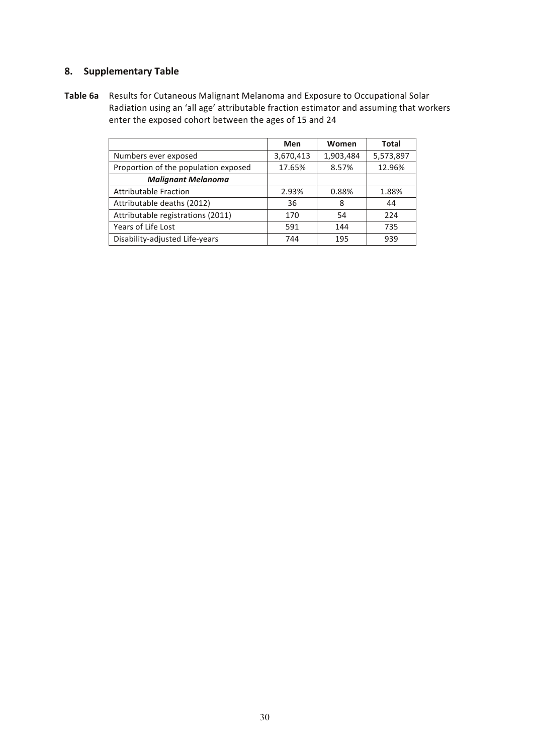## 8. Supplementary Table

**Table 6a** Results for Cutaneous Malignant Melanoma and Exposure to Occupational Solar Radiation using an 'all age' attributable fraction estimator and assuming that workers enter the exposed cohort between the ages of 15 and 24

| | Men | Women | Total |
|---|---|---|---|
| Numbers ever exposed | 3,670,413 | 1,903,484 | 5,573,897 |
| Proportion of the population exposed | 17.65% | 8.57% | 12.96% |
| ***Malignant Melanoma*** | | | |
| Attributable Fraction | 2.93% | 0.88% | 1.88% |
| Attributable deaths (2012) | 36 | 8 | 44 |
| Attributable registrations (2011) | 170 | 54 | 224 |
| Years of Life Lost | 591 | 144 | 735 |
| Disability-adjusted Life-years | 744 | 195 | 939 |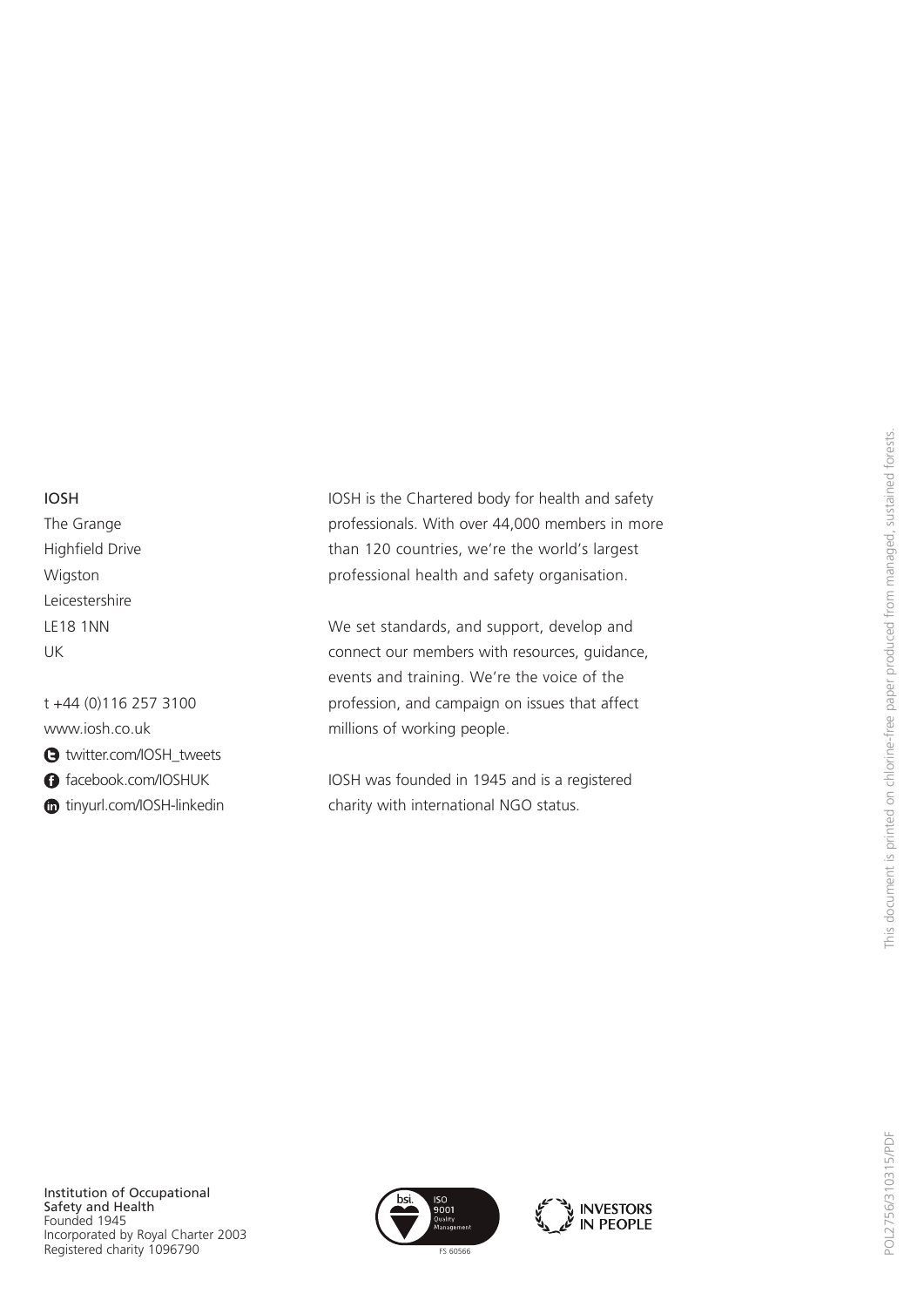IOSH
The Grange
Highfield Drive
Wigston
Leicestershire
LE18 1NN
UK

t +44 (0)116 257 3100
www.iosh.co.uk
twitter.com/IOSH_tweets
facebook.com/IOSHUK
tinyurl.com/IOSH-linkedin

IOSH is the Chartered body for health and safety professionals. With over 44,000 members in more than 120 countries, we're the world's largest professional health and safety organisation.

We set standards, and support, develop and connect our members with resources, guidance, events and training. We're the voice of the profession, and campaign on issues that affect millions of working people.

IOSH was founded in 1945 and is a registered charity with international NGO status.

This document is printed on chlorine-free paper produced from managed, sustained forests.

Institution of Occupational Safety and Health
Founded 1945
Incorporated by Royal Charter 2003
Registered charity 1096790

bsi. ISO 9001 Quality Management
FS 60566

INVESTORS IN PEOPLE

POL2756/310315/PDF